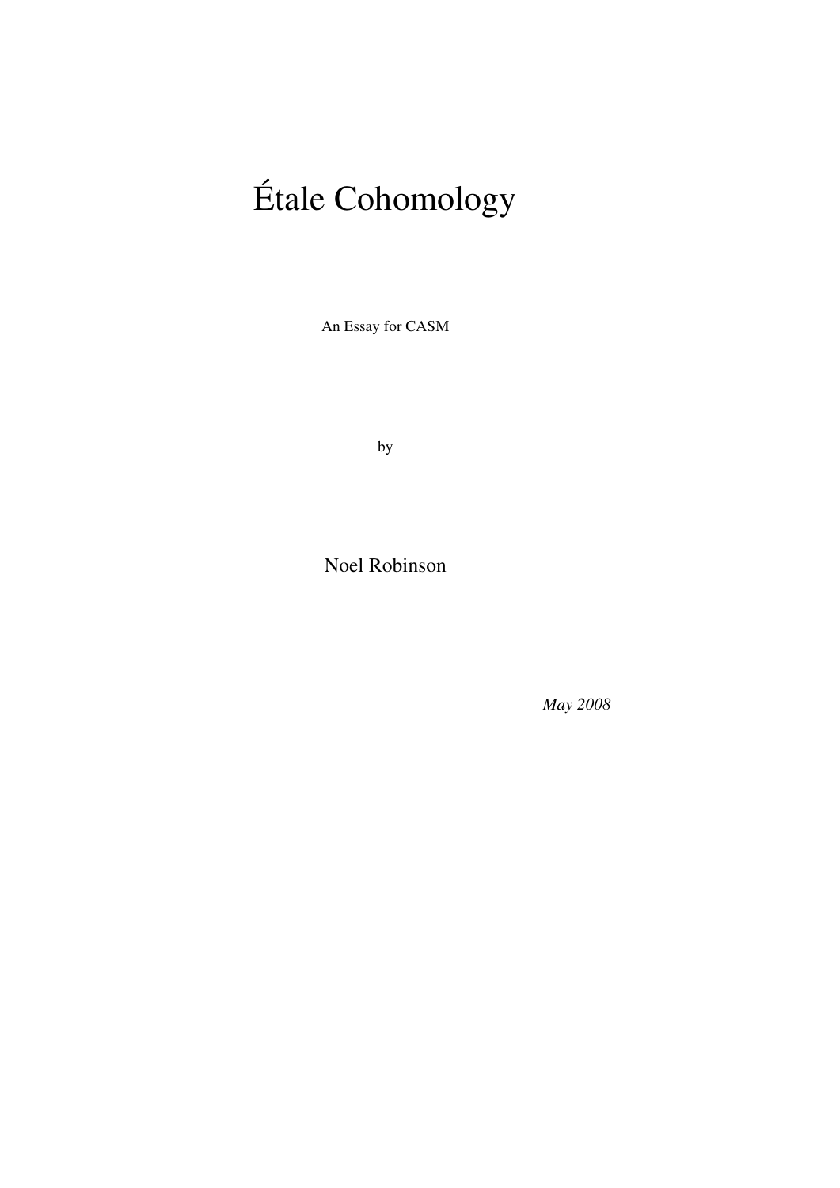# Étale Cohomology

An Essay for CASM

by

Noel Robinson

*May 2008*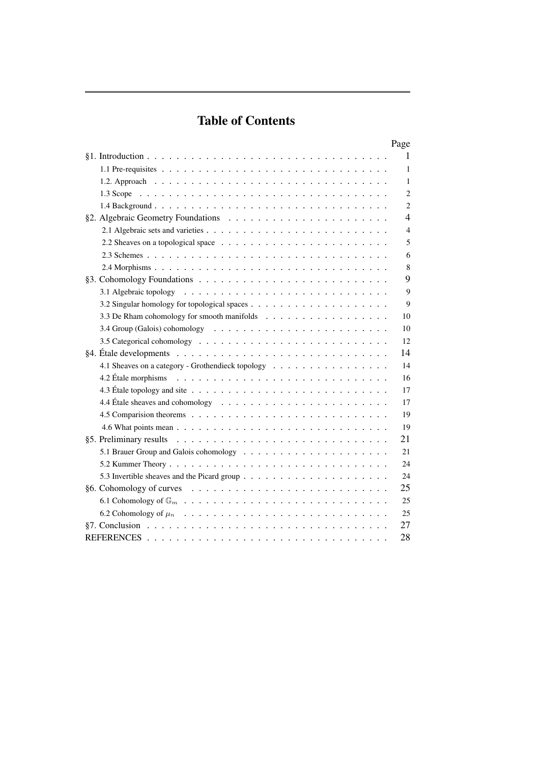# Table of Contents

| | Page |
|---|---|
| §1. Introduction | 1 |
| 1.1 Pre-requisites | 1 |
| 1.2. Approach | 1 |
| 1.3 Scope | 2 |
| 1.4 Background | 2 |
| §2. Algebraic Geometry Foundations | 4 |
| 2.1 Algebraic sets and varieties | 4 |
| 2.2 Sheaves on a topological space | 5 |
| 2.3 Schemes | 6 |
| 2.4 Morphisms | 8 |
| §3. Cohomology Foundations | 9 |
| 3.1 Algebraic topology | 9 |
| 3.2 Singular homology for topological spaces | 9 |
| 3.3 De Rham cohomology for smooth manifolds | 10 |
| 3.4 Group (Galois) cohomology | 10 |
| 3.5 Categorical cohomology | 12 |
| §4. Étale developments | 14 |
| 4.1 Sheaves on a category - Grothendieck topology | 14 |
| 4.2 Étale morphisms | 16 |
| 4.3 Étale topology and site | 17 |
| 4.4 Étale sheaves and cohomology | 17 |
| 4.5 Comparision theorems | 19 |
| 4.6 What points mean | 19 |
| §5. Preliminary results | 21 |
| 5.1 Brauer Group and Galois cohomology | 21 |
| 5.2 Kummer Theory | 24 |
| 5.3 Invertible sheaves and the Picard group | 24 |
| §6. Cohomology of curves | 25 |
| 6.1 Cohomology of $\mathbb{G}_m$ | 25 |
| 6.2 Cohomology of $\mu_n$ | 25 |
| §7. Conclusion | 27 |
| REFERENCES | 28 |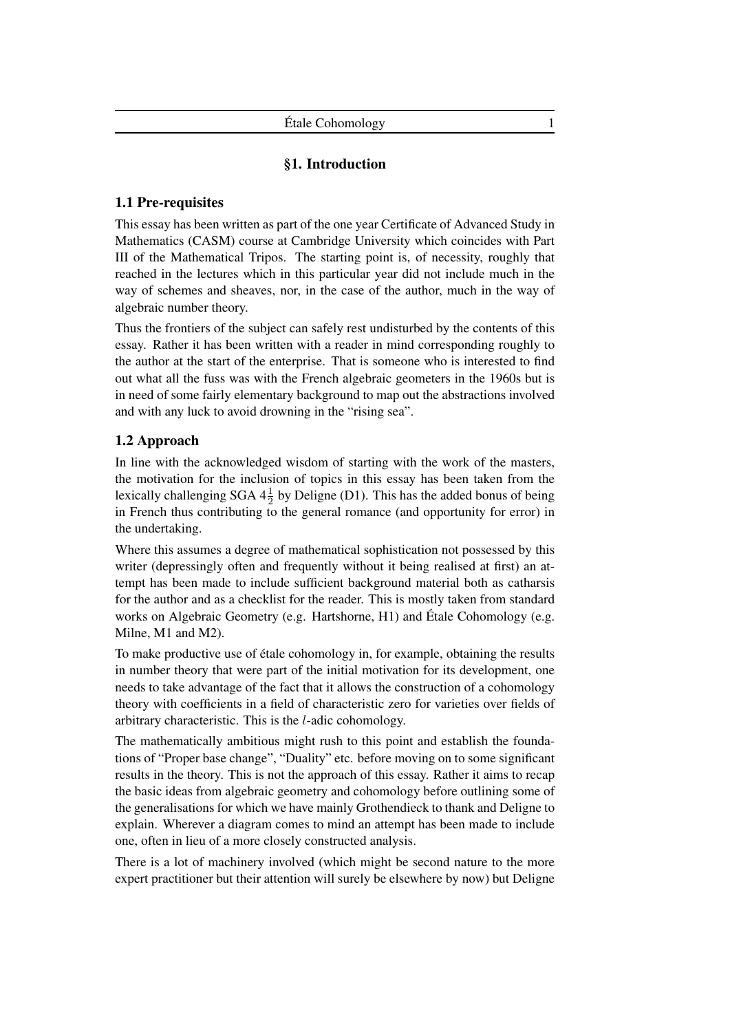## §1. Introduction

### 1.1 Pre-requisites

This essay has been written as part of the one year Certificate of Advanced Study in Mathematics (CASM) course at Cambridge University which coincides with Part III of the Mathematical Tripos. The starting point is, of necessity, roughly that reached in the lectures which in this particular year did not include much in the way of schemes and sheaves, nor, in the case of the author, much in the way of algebraic number theory.

Thus the frontiers of the subject can safely rest undisturbed by the contents of this essay. Rather it has been written with a reader in mind corresponding roughly to the author at the start of the enterprise. That is someone who is interested to find out what all the fuss was with the French algebraic geometers in the 1960s but is in need of some fairly elementary background to map out the abstractions involved and with any luck to avoid drowning in the "rising sea".

### 1.2 Approach

In line with the acknowledged wisdom of starting with the work of the masters, the motivation for the inclusion of topics in this essay has been taken from the lexically challenging SGA $4\frac{1}{2}$ by Deligne (D1). This has the added bonus of being in French thus contributing to the general romance (and opportunity for error) in the undertaking.

Where this assumes a degree of mathematical sophistication not possessed by this writer (depressingly often and frequently without it being realised at first) an attempt has been made to include sufficient background material both as catharsis for the author and as a checklist for the reader. This is mostly taken from standard works on Algebraic Geometry (e.g. Hartshorne, H1) and Étale Cohomology (e.g. Milne, M1 and M2).

To make productive use of étale cohomology in, for example, obtaining the results in number theory that were part of the initial motivation for its development, one needs to take advantage of the fact that it allows the construction of a cohomology theory with coefficients in a field of characteristic zero for varieties over fields of arbitrary characteristic. This is the $l$-adic cohomology.

The mathematically ambitious might rush to this point and establish the foundations of "Proper base change", "Duality" etc. before moving on to some significant results in the theory. This is not the approach of this essay. Rather it aims to recap the basic ideas from algebraic geometry and cohomology before outlining some of the generalisations for which we have mainly Grothendieck to thank and Deligne to explain. Wherever a diagram comes to mind an attempt has been made to include one, often in lieu of a more closely constructed analysis.

There is a lot of machinery involved (which might be second nature to the more expert practitioner but their attention will surely be elsewhere by now) but Deligne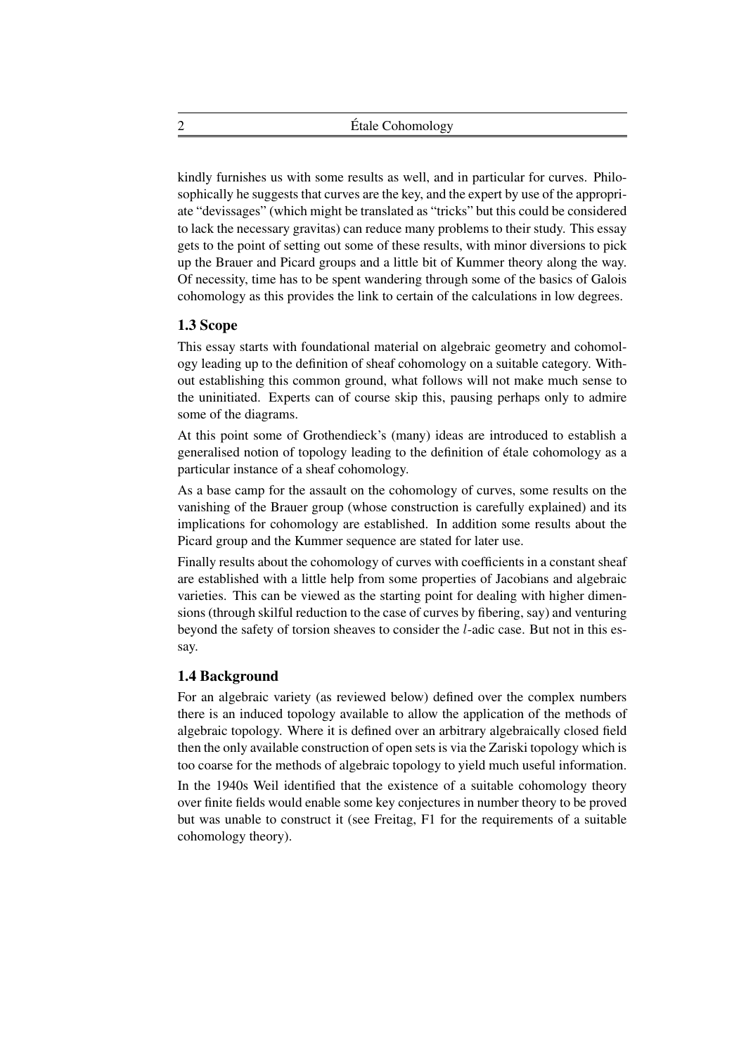kindly furnishes us with some results as well, and in particular for curves. Philosophically he suggests that curves are the key, and the expert by use of the appropriate "devissages" (which might be translated as "tricks" but this could be considered to lack the necessary gravitas) can reduce many problems to their study. This essay gets to the point of setting out some of these results, with minor diversions to pick up the Brauer and Picard groups and a little bit of Kummer theory along the way. Of necessity, time has to be spent wandering through some of the basics of Galois cohomology as this provides the link to certain of the calculations in low degrees.

## 1.3 Scope

This essay starts with foundational material on algebraic geometry and cohomology leading up to the definition of sheaf cohomology on a suitable category. Without establishing this common ground, what follows will not make much sense to the uninitiated. Experts can of course skip this, pausing perhaps only to admire some of the diagrams.

At this point some of Grothendieck's (many) ideas are introduced to establish a generalised notion of topology leading to the definition of étale cohomology as a particular instance of a sheaf cohomology.

As a base camp for the assault on the cohomology of curves, some results on the vanishing of the Brauer group (whose construction is carefully explained) and its implications for cohomology are established. In addition some results about the Picard group and the Kummer sequence are stated for later use.

Finally results about the cohomology of curves with coefficients in a constant sheaf are established with a little help from some properties of Jacobians and algebraic varieties. This can be viewed as the starting point for dealing with higher dimensions (through skilful reduction to the case of curves by fibering, say) and venturing beyond the safety of torsion sheaves to consider the $l$-adic case. But not in this essay.

## 1.4 Background

For an algebraic variety (as reviewed below) defined over the complex numbers there is an induced topology available to allow the application of the methods of algebraic topology. Where it is defined over an arbitrary algebraically closed field then the only available construction of open sets is via the Zariski topology which is too coarse for the methods of algebraic topology to yield much useful information.

In the 1940s Weil identified that the existence of a suitable cohomology theory over finite fields would enable some key conjectures in number theory to be proved but was unable to construct it (see Freitag, F1 for the requirements of a suitable cohomology theory).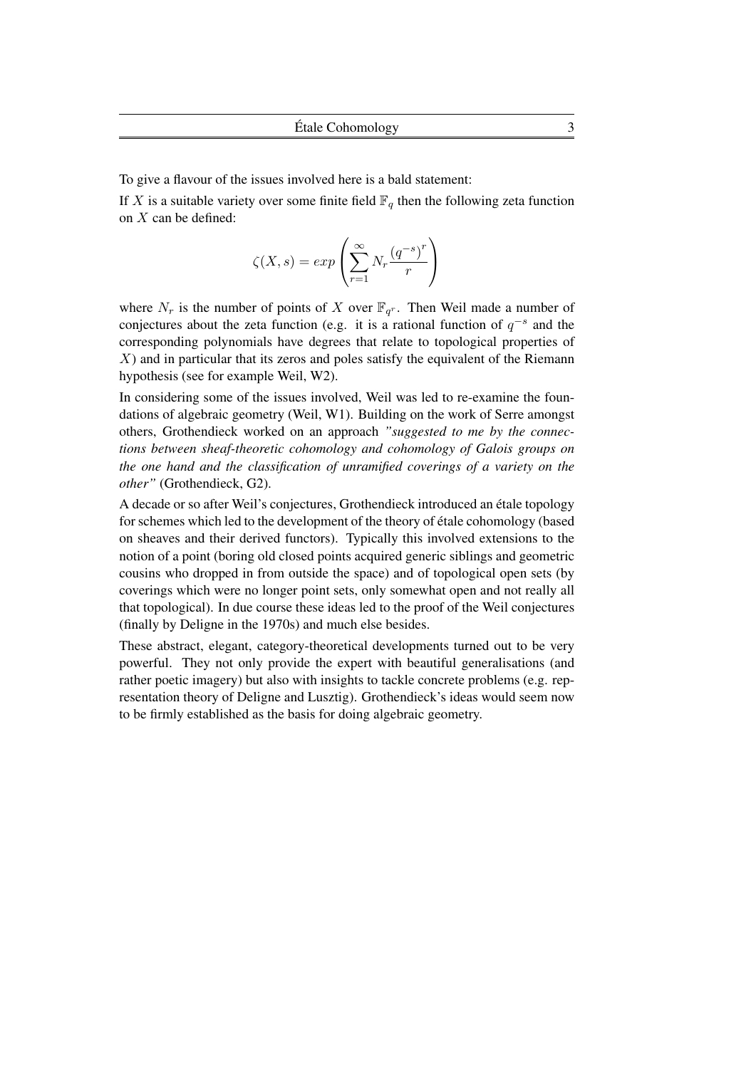To give a flavour of the issues involved here is a bald statement:

If $X$ is a suitable variety over some finite field $\mathbb{F}_q$ then the following zeta function on $X$ can be defined:

$$\zeta(X, s) = exp\left(\sum_{r=1}^{\infty} N_r \frac{(q^{-s})^r}{r}\right)$$

where $N_r$ is the number of points of $X$ over $\mathbb{F}_{q^r}$. Then Weil made a number of conjectures about the zeta function (e.g. it is a rational function of $q^{-s}$ and the corresponding polynomials have degrees that relate to topological properties of $X$) and in particular that its zeros and poles satisfy the equivalent of the Riemann hypothesis (see for example Weil, W2).

In considering some of the issues involved, Weil was led to re-examine the foundations of algebraic geometry (Weil, W1). Building on the work of Serre amongst others, Grothendieck worked on an approach *"suggested to me by the connections between sheaf-theoretic cohomology and cohomology of Galois groups on the one hand and the classification of unramified coverings of a variety on the other"* (Grothendieck, G2).

A decade or so after Weil's conjectures, Grothendieck introduced an étale topology for schemes which led to the development of the theory of étale cohomology (based on sheaves and their derived functors). Typically this involved extensions to the notion of a point (boring old closed points acquired generic siblings and geometric cousins who dropped in from outside the space) and of topological open sets (by coverings which were no longer point sets, only somewhat open and not really all that topological). In due course these ideas led to the proof of the Weil conjectures (finally by Deligne in the 1970s) and much else besides.

These abstract, elegant, category-theoretical developments turned out to be very powerful. They not only provide the expert with beautiful generalisations (and rather poetic imagery) but also with insights to tackle concrete problems (e.g. representation theory of Deligne and Lusztig). Grothendieck's ideas would seem now to be firmly established as the basis for doing algebraic geometry.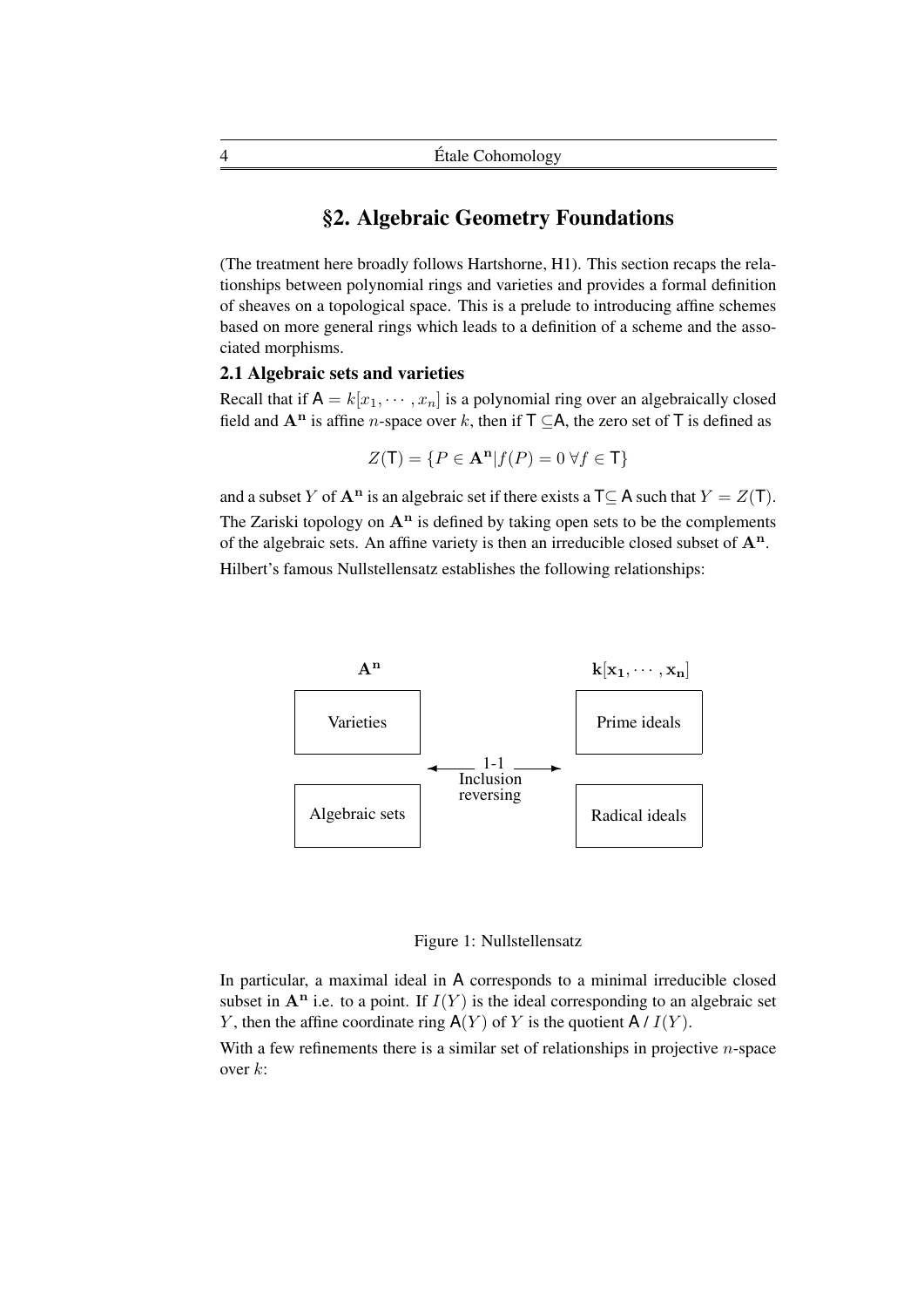## §2. Algebraic Geometry Foundations

(The treatment here broadly follows Hartshorne, H1). This section recaps the relationships between polynomial rings and varieties and provides a formal definition of sheaves on a topological space. This is a prelude to introducing affine schemes based on more general rings which leads to a definition of a scheme and the associated morphisms.

### 2.1 Algebraic sets and varieties

Recall that if $\mathsf{A} = k[x_1, \cdots, x_n]$ is a polynomial ring over an algebraically closed field and $\mathbf{A^n}$ is affine $n$-space over $k$, then if $\mathsf{T} \subseteq \mathsf{A}$, the zero set of $\mathsf{T}$ is defined as

$$Z(\mathsf{T}) = \{P \in \mathbf{A^n} | f(P) = 0 \; \forall f \in \mathsf{T}\}$$

and a subset $Y$ of $\mathbf{A^n}$ is an algebraic set if there exists a $\mathsf{T} \subseteq \mathsf{A}$ such that $Y = Z(\mathsf{T})$. The Zariski topology on $\mathbf{A^n}$ is defined by taking open sets to be the complements of the algebraic sets. An affine variety is then an irreducible closed subset of $\mathbf{A^n}$.

Hilbert's famous Nullstellensatz establishes the following relationships:

| $\mathbf{A^n}$ | | $\mathbf{k[x_1, \cdots, x_n]}$ |
|---|---|---|
| Varieties | ← 1-1 Inclusion reversing → | Prime ideals |
| Algebraic sets | | Radical ideals |

Figure 1: Nullstellensatz

In particular, a maximal ideal in $\mathsf{A}$ corresponds to a minimal irreducible closed subset in $\mathbf{A^n}$ i.e. to a point. If $I(Y)$ is the ideal corresponding to an algebraic set $Y$, then the affine coordinate ring $\mathsf{A}(Y)$ of $Y$ is the quotient $\mathsf{A} / I(Y)$.

With a few refinements there is a similar set of relationships in projective $n$-space over $k$: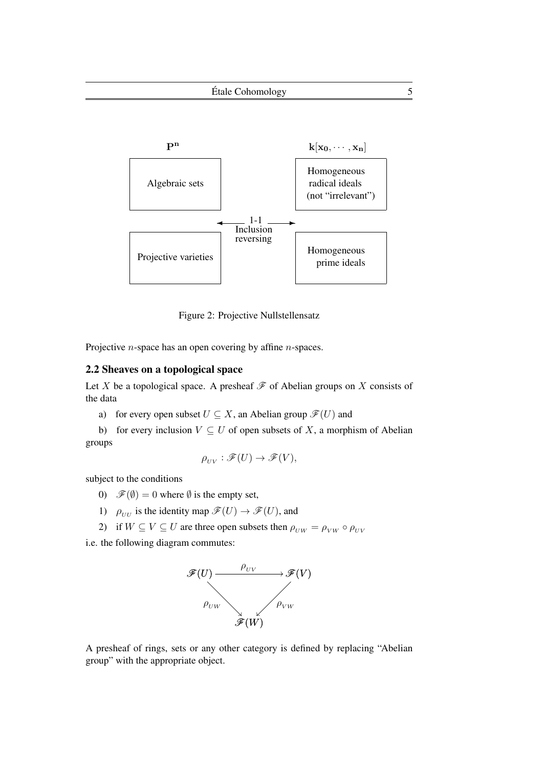| $\mathbf{P^n}$ | | $\mathbf{k[x_0, \cdots, x_n]}$ |
|---|---|---|
| Algebraic sets | ← 1-1 Inclusion reversing → | Homogeneous radical ideals (not "irrelevant") |
| Projective varieties | | Homogeneous prime ideals |

Figure 2: Projective Nullstellensatz

Projective $n$-space has an open covering by affine $n$-spaces.

## 2.2 Sheaves on a topological space

Let $X$ be a topological space. A presheaf $\mathscr{F}$ of Abelian groups on $X$ consists of the data

a) for every open subset $U \subseteq X$, an Abelian group $\mathscr{F}(U)$ and

b) for every inclusion $V \subseteq U$ of open subsets of $X$, a morphism of Abelian groups

$$\rho_{UV} : \mathscr{F}(U) \to \mathscr{F}(V),$$

subject to the conditions

0) $\mathscr{F}(\emptyset) = 0$ where $\emptyset$ is the empty set,

1) $\rho_{UU}$ is the identity map $\mathscr{F}(U) \to \mathscr{F}(U)$, and

2) if $W \subseteq V \subseteq U$ are three open subsets then $\rho_{UW} = \rho_{VW} \circ \rho_{UV}$

i.e. the following diagram commutes:

$$\begin{array}{ccc} \mathscr{F}(U) & \xrightarrow{\rho_{UV}} & \mathscr{F}(V) \\ & {\scriptstyle \rho_{UW}} \searrow \quad \swarrow {\scriptstyle \rho_{VW}} & \\ & \mathscr{F}(W) & \end{array}$$

A presheaf of rings, sets or any other category is defined by replacing "Abelian group" with the appropriate object.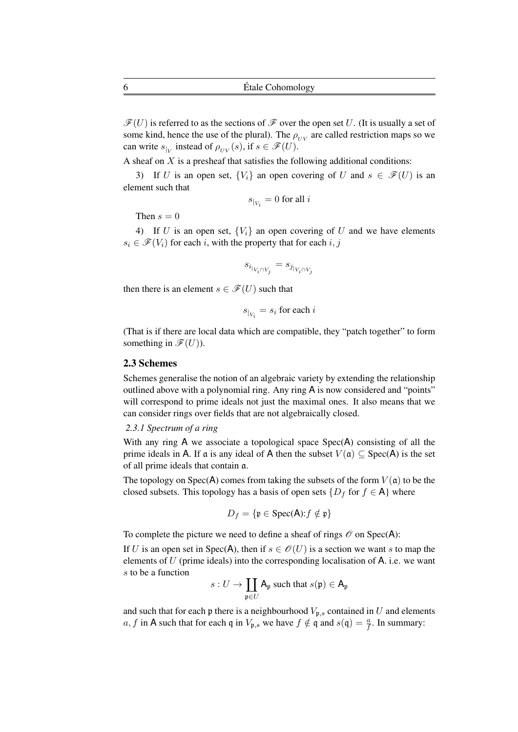$\mathscr{F}(U)$ is referred to as the sections of $\mathscr{F}$ over the open set $U$. (It is usually a set of some kind, hence the use of the plural). The $\rho_{UV}$ are called restriction maps so we can write $s_{|_V}$ instead of $\rho_{UV}(s)$, if $s \in \mathscr{F}(U)$.

A sheaf on $X$ is a presheaf that satisfies the following additional conditions:

3) If $U$ is an open set, $\{V_i\}$ an open covering of $U$ and $s \in \mathscr{F}(U)$ is an element such that

$$s_{|_{V_i}} = 0 \text{ for all } i$$

Then $s = 0$

4) If $U$ is an open set, $\{V_i\}$ an open covering of $U$ and we have elements $s_i \in \mathscr{F}(V_i)$ for each $i$, with the property that for each $i, j$

$$s_{i_{|_{V_i \cap V_j}}} = s_{j_{|_{V_i \cap V_j}}}$$

then there is an element $s \in \mathscr{F}(U)$ such that

$$s_{|_{V_i}} = s_i \text{ for each } i$$

(That is if there are local data which are compatible, they "patch together" to form something in $\mathscr{F}(U)$).

## 2.3 Schemes

Schemes generalise the notion of an algebraic variety by extending the relationship outlined above with a polynomial ring. Any ring $\mathsf{A}$ is now considered and "points" will correspond to prime ideals not just the maximal ones. It also means that we can consider rings over fields that are not algebraically closed.

### *2.3.1 Spectrum of a ring*

With any ring $\mathsf{A}$ we associate a topological space Spec($\mathsf{A}$) consisting of all the prime ideals in $\mathsf{A}$. If $\mathfrak{a}$ is any ideal of $\mathsf{A}$ then the subset $V(\mathfrak{a}) \subseteq \text{Spec}(\mathsf{A})$ is the set of all prime ideals that contain $\mathfrak{a}$.

The topology on Spec($\mathsf{A}$) comes from taking the subsets of the form $V(\mathfrak{a})$ to be the closed subsets. This topology has a basis of open sets $\{D_f \text{ for } f \in \mathsf{A}\}$ where

$$D_f = \{\mathfrak{p} \in \text{Spec}(\mathsf{A}) \colon f \notin \mathfrak{p}\}$$

To complete the picture we need to define a sheaf of rings $\mathscr{O}$ on Spec($\mathsf{A}$):

If $U$ is an open set in Spec($\mathsf{A}$), then if $s \in \mathscr{O}(U)$ is a section we want $s$ to map the elements of $U$ (prime ideals) into the corresponding localisation of $\mathsf{A}$. i.e. we want $s$ to be a function

$$s : U \to \coprod_{\mathfrak{p} \in U} \mathsf{A}_{\mathfrak{p}} \text{ such that } s(\mathfrak{p}) \in \mathsf{A}_{\mathfrak{p}}$$

and such that for each $\mathfrak{p}$ there is a neighbourhood $V_{\mathfrak{p},s}$ contained in $U$ and elements $a, f$ in $\mathsf{A}$ such that for each $\mathfrak{q}$ in $V_{\mathfrak{p},s}$ we have $f \notin \mathfrak{q}$ and $s(\mathfrak{q}) = \frac{a}{f}$. In summary: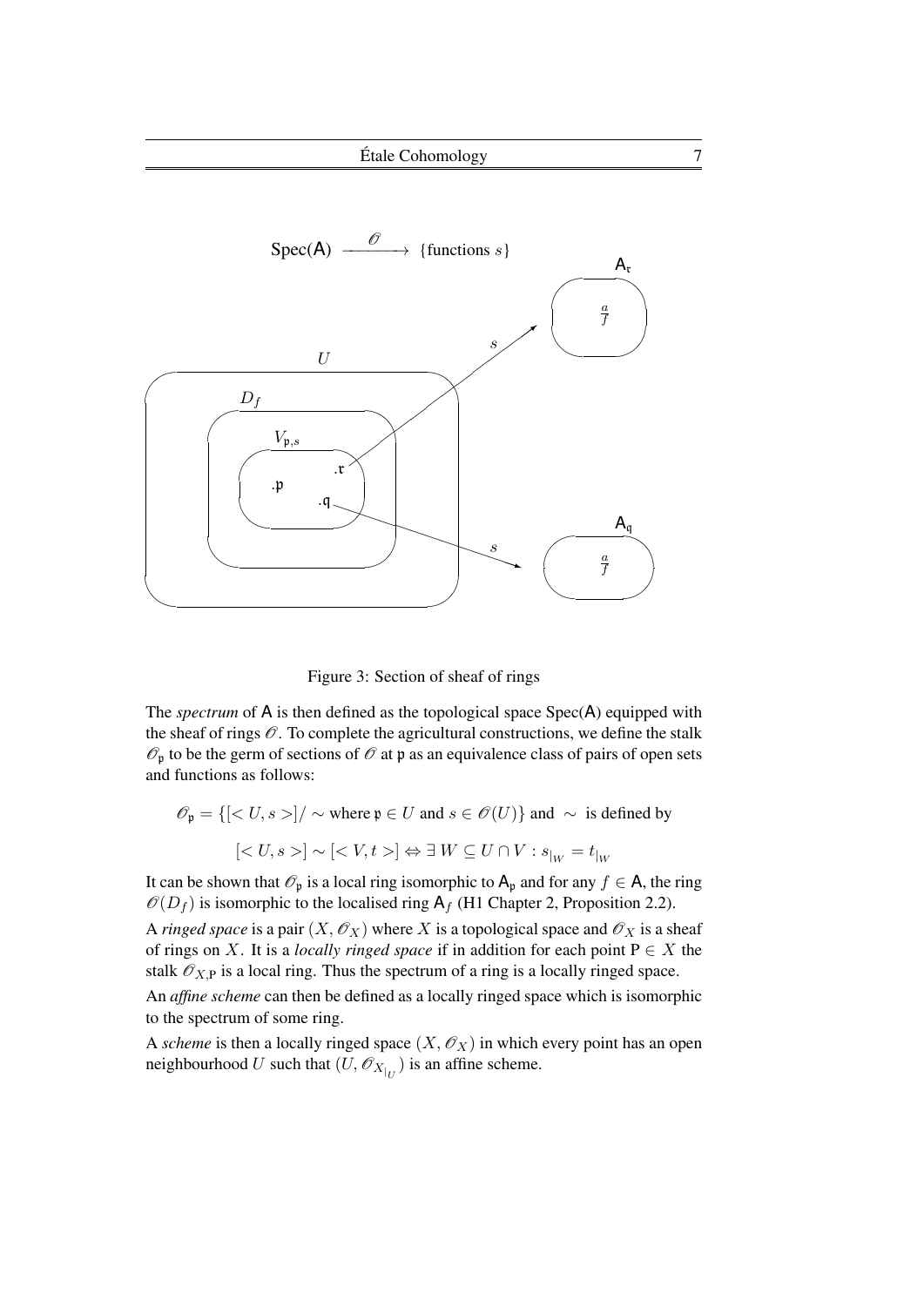Figure 3: Section of sheaf of rings

The *spectrum* of $\mathsf{A}$ is then defined as the topological space $\mathrm{Spec}(\mathsf{A})$ equipped with the sheaf of rings $\mathscr{O}$. To complete the agricultural constructions, we define the stalk $\mathscr{O}_{\mathfrak{p}}$ to be the germ of sections of $\mathscr{O}$ at $\mathfrak{p}$ as an equivalence class of pairs of open sets and functions as follows:

$$\mathscr{O}_{\mathfrak{p}} = \{[< U, s >]/\sim \text{ where } \mathfrak{p} \in U \text{ and } s \in \mathscr{O}(U)\} \text{ and } \sim \text{ is defined by}$$

$$[< U, s >] \sim [< V, t >] \Leftrightarrow \exists\, W \subseteq U \cap V : s_{|_W} = t_{|_W}$$

It can be shown that $\mathscr{O}_{\mathfrak{p}}$ is a local ring isomorphic to $\mathsf{A}_{\mathfrak{p}}$ and for any $f \in \mathsf{A}$, the ring $\mathscr{O}(D_f)$ is isomorphic to the localised ring $\mathsf{A}_f$ (H1 Chapter 2, Proposition 2.2).

A *ringed space* is a pair $(X, \mathscr{O}_X)$ where $X$ is a topological space and $\mathscr{O}_X$ is a sheaf of rings on $X$. It is a *locally ringed space* if in addition for each point $\mathrm{P} \in X$ the stalk $\mathscr{O}_{X,\mathrm{P}}$ is a local ring. Thus the spectrum of a ring is a locally ringed space.

An *affine scheme* can then be defined as a locally ringed space which is isomorphic to the spectrum of some ring.

A *scheme* is then a locally ringed space $(X, \mathscr{O}_X)$ in which every point has an open neighbourhood $U$ such that $(U, \mathscr{O}_{X_{|_U}})$ is an affine scheme.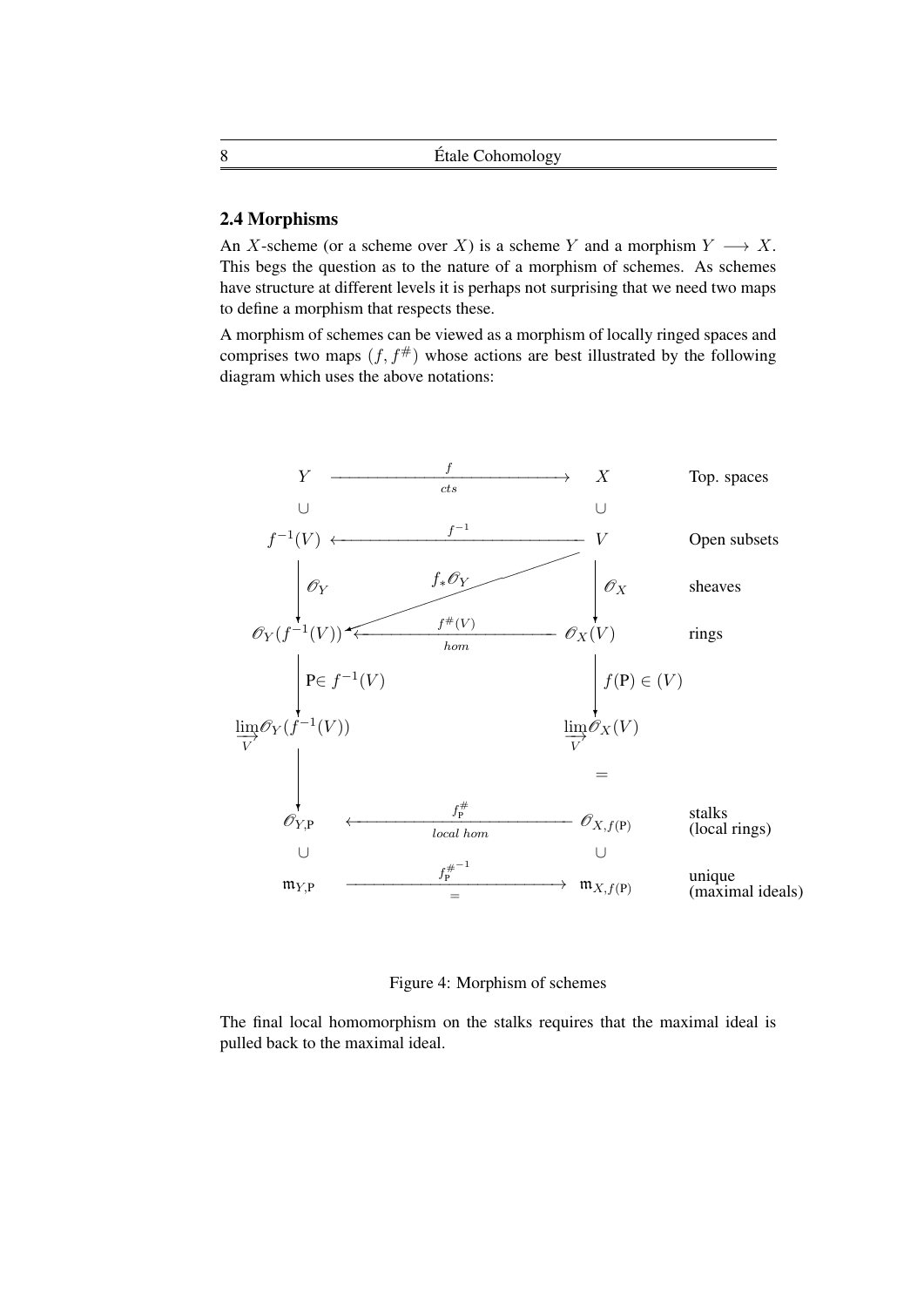## 2.4 Morphisms

An $X$-scheme (or a scheme over $X$) is a scheme $Y$ and a morphism $Y \longrightarrow X$. This begs the question as to the nature of a morphism of schemes. As schemes have structure at different levels it is perhaps not surprising that we need two maps to define a morphism that respects these.

A morphism of schemes can be viewed as a morphism of locally ringed spaces and comprises two maps $(f, f^{\#})$ whose actions are best illustrated by the following diagram which uses the above notations:

$$
\begin{array}{ccccl}
Y & \xrightarrow[\quad cts \quad]{f} & X & & \text{Top. spaces} \\
\cup & & \cup & & \\
f^{-1}(V) & \xleftarrow{\quad f^{-1} \quad} & V & & \text{Open subsets} \\
\downarrow \mathscr{O}_Y & f_*\mathscr{O}_Y & \downarrow \mathscr{O}_X & & \text{sheaves} \\
\mathscr{O}_Y(f^{-1}(V)) & \xleftarrow[\quad hom \quad]{f^{\#}(V)} & \mathscr{O}_X(V) & & \text{rings} \\
\downarrow \mathrm{P} \in f^{-1}(V) & & \downarrow f(\mathrm{P}) \in (V) & & \\
\varinjlim_V \mathscr{O}_Y(f^{-1}(V)) & & \varinjlim_V \mathscr{O}_X(V) & & \\
\downarrow & & = & & \\
\mathscr{O}_{Y,\mathrm{P}} & \xleftarrow[\quad local\ hom \quad]{f^{\#}_{\mathrm{P}}} & \mathscr{O}_{X,f(\mathrm{P})} & & \text{stalks (local rings)} \\
\cup & & \cup & & \\
\mathfrak{m}_{Y,\mathrm{P}} & \xrightarrow[\quad = \quad]{f^{\#^{-1}}_{\mathrm{P}}} & \mathfrak{m}_{X,f(\mathrm{P})} & & \text{unique (maximal ideals)}
\end{array}
$$

Figure 4: Morphism of schemes

The final local homomorphism on the stalks requires that the maximal ideal is pulled back to the maximal ideal.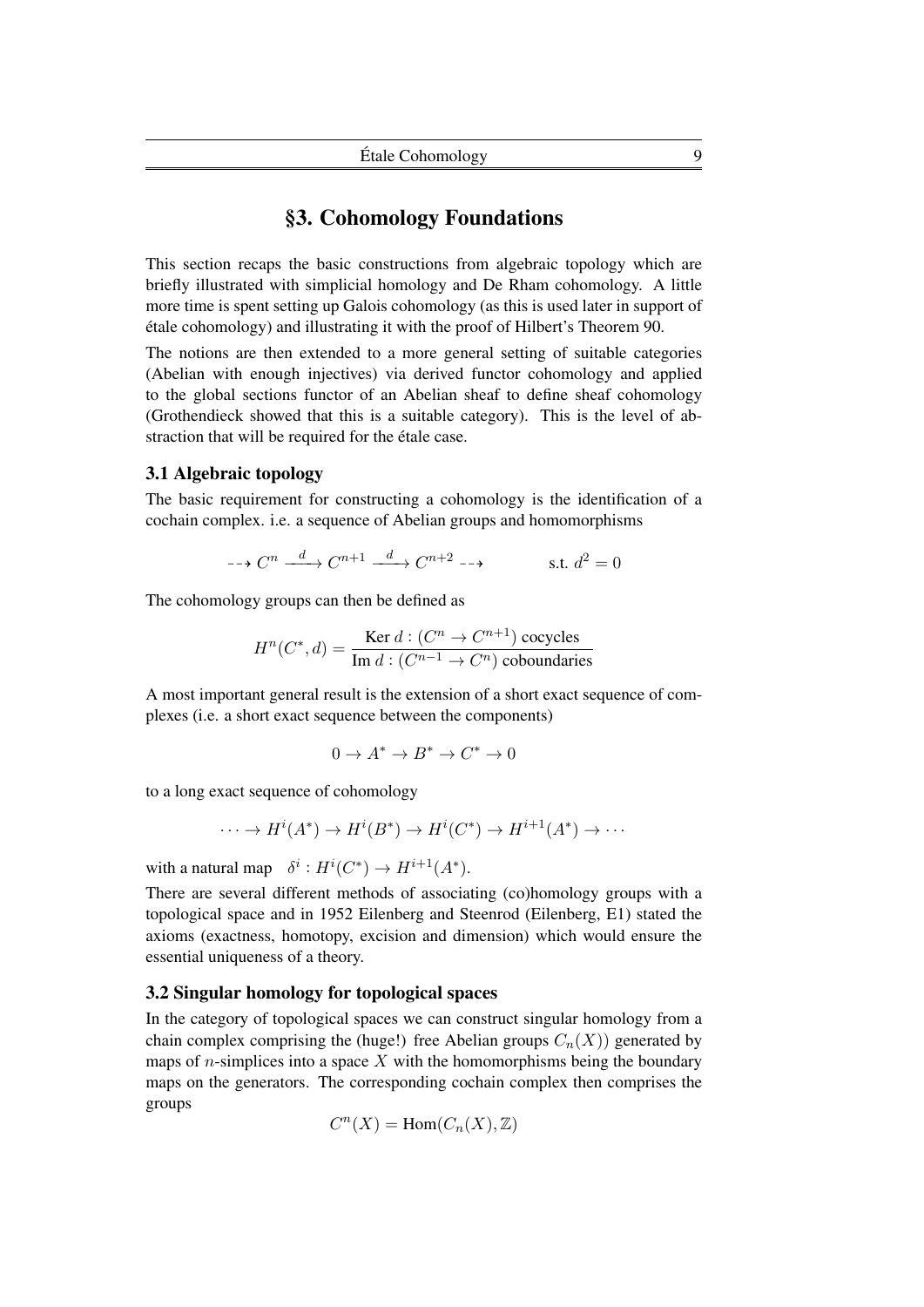## §3. Cohomology Foundations

This section recaps the basic constructions from algebraic topology which are briefly illustrated with simplicial homology and De Rham cohomology. A little more time is spent setting up Galois cohomology (as this is used later in support of étale cohomology) and illustrating it with the proof of Hilbert's Theorem 90.

The notions are then extended to a more general setting of suitable categories (Abelian with enough injectives) via derived functor cohomology and applied to the global sections functor of an Abelian sheaf to define sheaf cohomology (Grothendieck showed that this is a suitable category). This is the level of abstraction that will be required for the étale case.

### 3.1 Algebraic topology

The basic requirement for constructing a cohomology is the identification of a cochain complex. i.e. a sequence of Abelian groups and homomorphisms

$$\dashrightarrow C^n \xrightarrow{\ d\ } C^{n+1} \xrightarrow{\ d\ } C^{n+2} \dashrightarrow \qquad\qquad \text{s.t. } d^2 = 0$$

The cohomology groups can then be defined as

$$H^n(C^*, d) = \frac{\text{Ker } d : (C^n \to C^{n+1}) \text{ cocycles}}{\text{Im } d : (C^{n-1} \to C^n) \text{ coboundaries}}$$

A most important general result is the extension of a short exact sequence of complexes (i.e. a short exact sequence between the components)

$$0 \to A^* \to B^* \to C^* \to 0$$

to a long exact sequence of cohomology

$$\cdots \to H^i(A^*) \to H^i(B^*) \to H^i(C^*) \to H^{i+1}(A^*) \to \cdots$$

with a natural map $\delta^i : H^i(C^*) \to H^{i+1}(A^*)$.

There are several different methods of associating (co)homology groups with a topological space and in 1952 Eilenberg and Steenrod (Eilenberg, E1) stated the axioms (exactness, homotopy, excision and dimension) which would ensure the essential uniqueness of a theory.

### 3.2 Singular homology for topological spaces

In the category of topological spaces we can construct singular homology from a chain complex comprising the (huge!) free Abelian groups $C_n(X)$) generated by maps of $n$-simplices into a space $X$ with the homomorphisms being the boundary maps on the generators. The corresponding cochain complex then comprises the groups

$$C^n(X) = \text{Hom}(C_n(X), \mathbb{Z})$$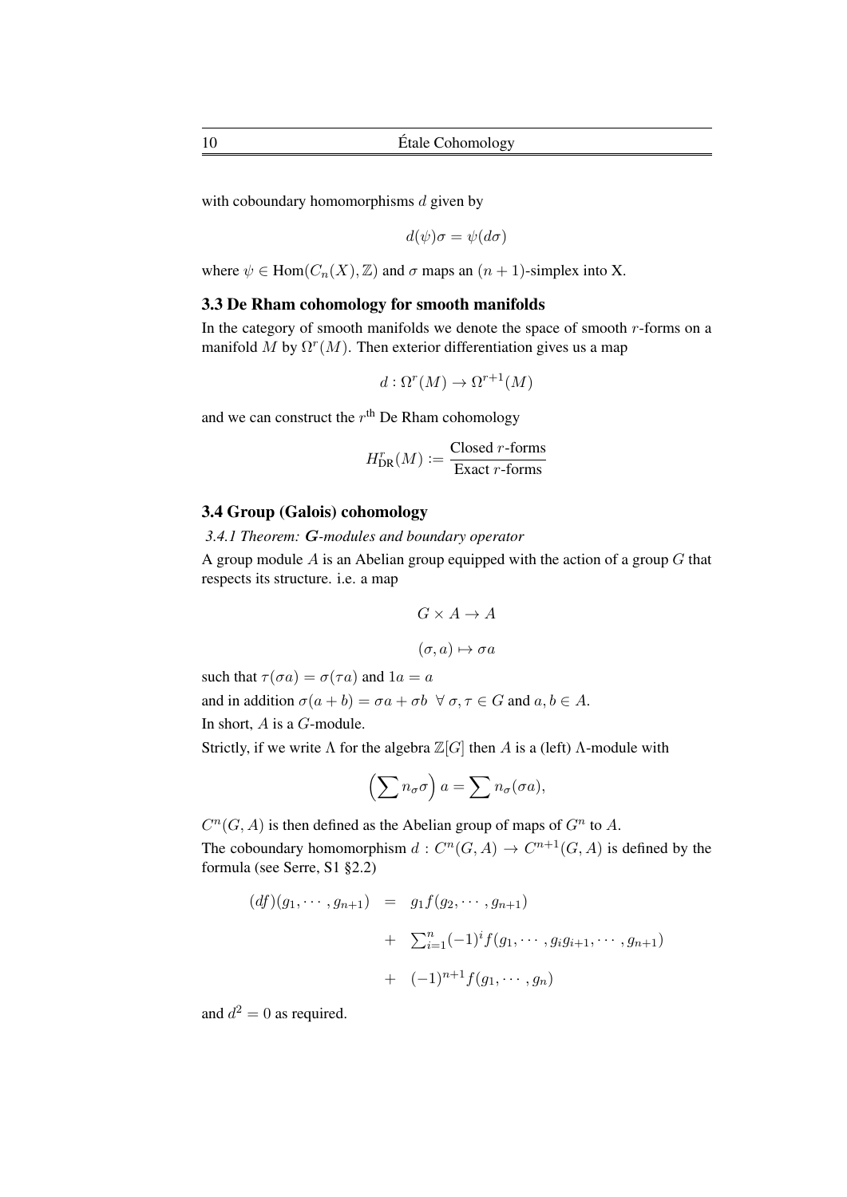with coboundary homomorphisms $d$ given by

$$d(\psi)\sigma = \psi(d\sigma)$$

where $\psi \in \text{Hom}(C_n(X), \mathbb{Z})$ and $\sigma$ maps an $(n+1)$-simplex into X.

### 3.3 De Rham cohomology for smooth manifolds

In the category of smooth manifolds we denote the space of smooth $r$-forms on a manifold $M$ by $\Omega^r(M)$. Then exterior differentiation gives us a map

$$d : \Omega^r(M) \to \Omega^{r+1}(M)$$

and we can construct the $r^{\text{th}}$ De Rham cohomology

$$H^r_{\text{DR}}(M) := \frac{\text{Closed } r\text{-forms}}{\text{Exact } r\text{-forms}}$$

### 3.4 Group (Galois) cohomology

*3.4.1 Theorem: **G**-modules and boundary operator*

A group module $A$ is an Abelian group equipped with the action of a group $G$ that respects its structure. i.e. a map

$$G \times A \to A$$

$$(\sigma, a) \mapsto \sigma a$$

such that $\tau(\sigma a) = \sigma(\tau a)$ and $1a = a$

and in addition $\sigma(a + b) = \sigma a + \sigma b \;\; \forall\, \sigma, \tau \in G$ and $a, b \in A$.

In short, $A$ is a $G$-module.

Strictly, if we write $\Lambda$ for the algebra $\mathbb{Z}[G]$ then $A$ is a (left) $\Lambda$-module with

$$\left(\sum n_\sigma \sigma\right) a = \sum n_\sigma(\sigma a),$$

$C^n(G, A)$ is then defined as the Abelian group of maps of $G^n$ to $A$.

The coboundary homomorphism $d : C^n(G, A) \to C^{n+1}(G, A)$ is defined by the formula (see Serre, S1 §2.2)

$$\begin{aligned}
(df)(g_1, \cdots, g_{n+1}) &= g_1 f(g_2, \cdots, g_{n+1}) \\
&+ \textstyle\sum_{i=1}^{n} (-1)^i f(g_1, \cdots, g_i g_{i+1}, \cdots, g_{n+1}) \\
&+ (-1)^{n+1} f(g_1, \cdots, g_n)
\end{aligned}$$

and $d^2 = 0$ as required.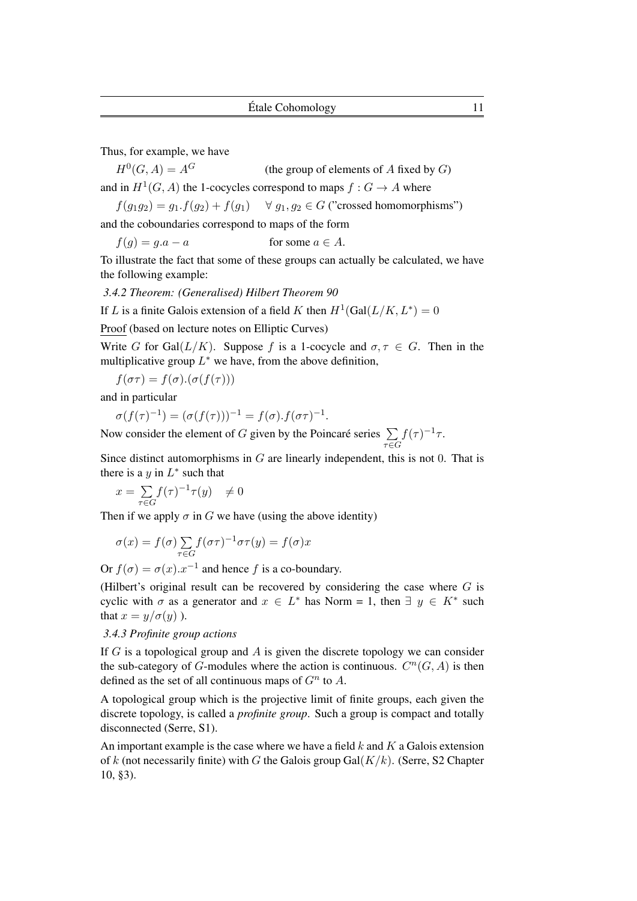Thus, for example, we have

$H^0(G, A) = A^G$ (the group of elements of $A$ fixed by $G$)

and in $H^1(G, A)$ the 1-cocycles correspond to maps $f : G \to A$ where

$f(g_1 g_2) = g_1.f(g_2) + f(g_1) \quad \forall\ g_1, g_2 \in G$ ("crossed homomorphisms")

and the coboundaries correspond to maps of the form

$f(g) = g.a - a$ for some $a \in A$.

To illustrate the fact that some of these groups can actually be calculated, we have the following example:

*3.4.2 Theorem: (Generalised) Hilbert Theorem 90*

If $L$ is a finite Galois extension of a field $K$ then $H^1(\text{Gal}(L/K, L^*) = 0$

Proof (based on lecture notes on Elliptic Curves)

Write $G$ for $\text{Gal}(L/K)$. Suppose $f$ is a 1-cocycle and $\sigma, \tau \in G$. Then in the multiplicative group $L^*$ we have, from the above definition,

$f(\sigma\tau) = f(\sigma).(\sigma(f(\tau)))$

and in particular

$\sigma(f(\tau)^{-1}) = (\sigma(f(\tau)))^{-1} = f(\sigma).f(\sigma\tau)^{-1}$.

Now consider the element of $G$ given by the Poincaré series $\sum_{\tau \in G} f(\tau)^{-1}\tau$.

Since distinct automorphisms in $G$ are linearly independent, this is not $0$. That is there is a $y$ in $L^*$ such that

$x = \sum_{\tau \in G} f(\tau)^{-1}\tau(y) \quad \neq 0$

Then if we apply $\sigma$ in $G$ we have (using the above identity)

$\sigma(x) = f(\sigma) \sum_{\tau \in G} f(\sigma\tau)^{-1}\sigma\tau(y) = f(\sigma)x$

Or $f(\sigma) = \sigma(x).x^{-1}$ and hence $f$ is a co-boundary.

(Hilbert's original result can be recovered by considering the case where $G$ is cyclic with $\sigma$ as a generator and $x \in L^*$ has Norm = 1, then $\exists\ y \in K^*$ such that $x = y/\sigma(y)$ ).

*3.4.3 Profinite group actions*

If $G$ is a topological group and $A$ is given the discrete topology we can consider the sub-category of $G$-modules where the action is continuous. $C^n(G, A)$ is then defined as the set of all continuous maps of $G^n$ to $A$.

A topological group which is the projective limit of finite groups, each given the discrete topology, is called a *profinite group*. Such a group is compact and totally disconnected (Serre, S1).

An important example is the case where we have a field $k$ and $K$ a Galois extension of $k$ (not necessarily finite) with $G$ the Galois group $\text{Gal}(K/k)$. (Serre, S2 Chapter 10, §3).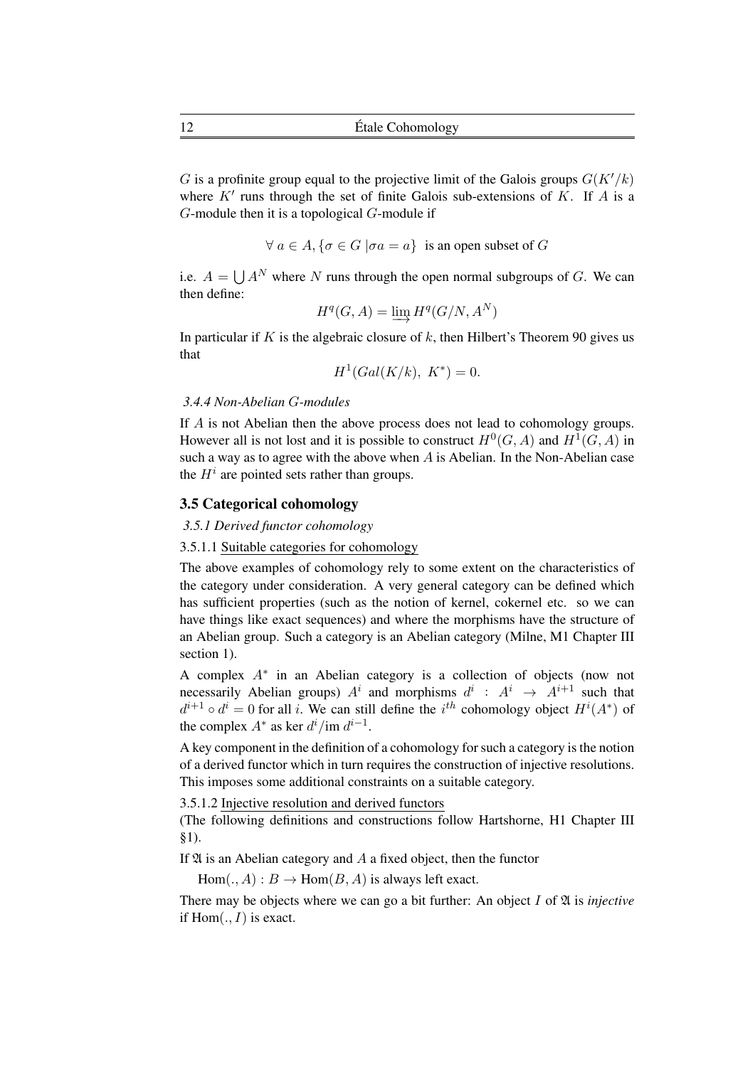$G$ is a profinite group equal to the projective limit of the Galois groups $G(K'/k)$ where $K'$ runs through the set of finite Galois sub-extensions of $K$. If $A$ is a $G$-module then it is a topological $G$-module if

$$\forall\, a \in A, \{\sigma \in G \,|\sigma a = a\} \text{ is an open subset of } G$$

i.e. $A = \bigcup A^N$ where $N$ runs through the open normal subgroups of $G$. We can then define:

$$H^q(G, A) = \varinjlim H^q(G/N, A^N)$$

In particular if $K$ is the algebraic closure of $k$, then Hilbert's Theorem 90 gives us that

$$H^1(Gal(K/k),\ K^*) = 0.$$

*3.4.4 Non-Abelian G-modules*

If $A$ is not Abelian then the above process does not lead to cohomology groups. However all is not lost and it is possible to construct $H^0(G, A)$ and $H^1(G, A)$ in such a way as to agree with the above when $A$ is Abelian. In the Non-Abelian case the $H^i$ are pointed sets rather than groups.

## 3.5 Categorical cohomology

*3.5.1 Derived functor cohomology*

3.5.1.1 Suitable categories for cohomology

The above examples of cohomology rely to some extent on the characteristics of the category under consideration. A very general category can be defined which has sufficient properties (such as the notion of kernel, cokernel etc. so we can have things like exact sequences) and where the morphisms have the structure of an Abelian group. Such a category is an Abelian category (Milne, M1 Chapter III section 1).

A complex $A^*$ in an Abelian category is a collection of objects (now not necessarily Abelian groups) $A^i$ and morphisms $d^i : A^i \rightarrow A^{i+1}$ such that $d^{i+1} \circ d^i = 0$ for all $i$. We can still define the $i^{th}$ cohomology object $H^i(A^*)$ of the complex $A^*$ as ker $d^i/\text{im } d^{i-1}$.

A key component in the definition of a cohomology for such a category is the notion of a derived functor which in turn requires the construction of injective resolutions. This imposes some additional constraints on a suitable category.

3.5.1.2 Injective resolution and derived functors

(The following definitions and constructions follow Hartshorne, H1 Chapter III §1).

If $\mathfrak{A}$ is an Abelian category and $A$ a fixed object, then the functor

$\text{Hom}(., A) : B \rightarrow \text{Hom}(B, A)$ is always left exact.

There may be objects where we can go a bit further: An object $I$ of $\mathfrak{A}$ is *injective* if $\text{Hom}(., I)$ is exact.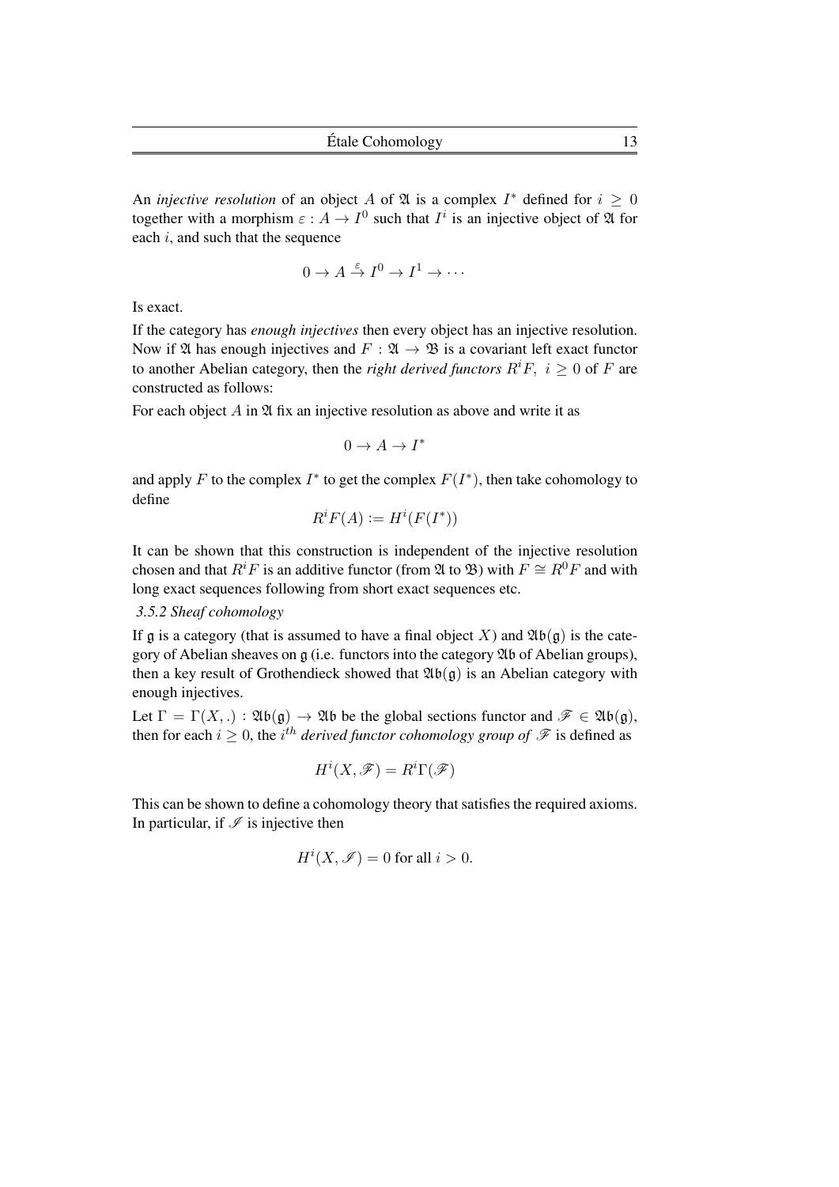An *injective resolution* of an object $A$ of $\mathfrak{A}$ is a complex $I^*$ defined for $i \geq 0$ together with a morphism $\varepsilon : A \to I^0$ such that $I^i$ is an injective object of $\mathfrak{A}$ for each $i$, and such that the sequence

$$0 \to A \xrightarrow{\varepsilon} I^0 \to I^1 \to \cdots$$

Is exact.

If the category has *enough injectives* then every object has an injective resolution. Now if $\mathfrak{A}$ has enough injectives and $F : \mathfrak{A} \to \mathfrak{B}$ is a covariant left exact functor to another Abelian category, then the *right derived functors* $R^iF,\ i \geq 0$ of $F$ are constructed as follows:

For each object $A$ in $\mathfrak{A}$ fix an injective resolution as above and write it as

$$0 \to A \to I^*$$

and apply $F$ to the complex $I^*$ to get the complex $F(I^*)$, then take cohomology to define

$$R^iF(A) := H^i(F(I^*))$$

It can be shown that this construction is independent of the injective resolution chosen and that $R^iF$ is an additive functor (from $\mathfrak{A}$ to $\mathfrak{B}$) with $F \cong R^0F$ and with long exact sequences following from short exact sequences etc.

### *3.5.2 Sheaf cohomology*

If $\mathfrak{g}$ is a category (that is assumed to have a final object $X$) and $\mathfrak{Ab}(\mathfrak{g})$ is the category of Abelian sheaves on $\mathfrak{g}$ (i.e. functors into the category $\mathfrak{Ab}$ of Abelian groups), then a key result of Grothendieck showed that $\mathfrak{Ab}(\mathfrak{g})$ is an Abelian category with enough injectives.

Let $\Gamma = \Gamma(X, .) : \mathfrak{Ab}(\mathfrak{g}) \to \mathfrak{Ab}$ be the global sections functor and $\mathscr{F} \in \mathfrak{Ab}(\mathfrak{g})$, then for each $i \geq 0$, the $i^{th}$ *derived functor cohomology group of* $\mathscr{F}$ is defined as

$$H^i(X, \mathscr{F}) = R^i\Gamma(\mathscr{F})$$

This can be shown to define a cohomology theory that satisfies the required axioms. In particular, if $\mathscr{I}$ is injective then

$$H^i(X, \mathscr{I}) = 0 \text{ for all } i > 0.$$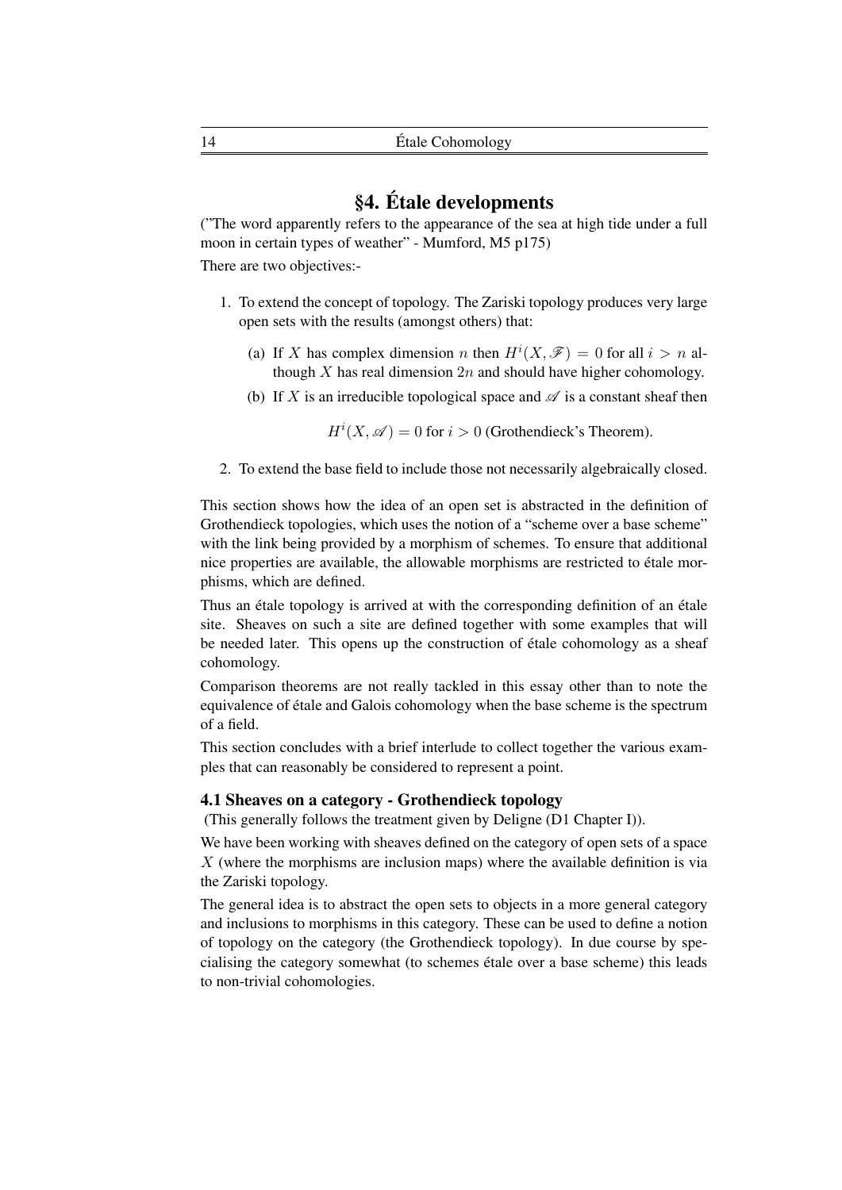## §4. Étale developments

("The word apparently refers to the appearance of the sea at high tide under a full moon in certain types of weather" - Mumford, M5 p175)

There are two objectives:-

1. To extend the concept of topology. The Zariski topology produces very large open sets with the results (amongst others) that:
   (a) If $X$ has complex dimension $n$ then $H^i(X, \mathscr{F}) = 0$ for all $i > n$ although $X$ has real dimension $2n$ and should have higher cohomology.
   (b) If $X$ is an irreducible topological space and $\mathscr{A}$ is a constant sheaf then

   $$H^i(X, \mathscr{A}) = 0 \text{ for } i > 0 \text{ (Grothendieck's Theorem).}$$

2. To extend the base field to include those not necessarily algebraically closed.

This section shows how the idea of an open set is abstracted in the definition of Grothendieck topologies, which uses the notion of a "scheme over a base scheme" with the link being provided by a morphism of schemes. To ensure that additional nice properties are available, the allowable morphisms are restricted to étale morphisms, which are defined.

Thus an étale topology is arrived at with the corresponding definition of an étale site. Sheaves on such a site are defined together with some examples that will be needed later. This opens up the construction of étale cohomology as a sheaf cohomology.

Comparison theorems are not really tackled in this essay other than to note the equivalence of étale and Galois cohomology when the base scheme is the spectrum of a field.

This section concludes with a brief interlude to collect together the various examples that can reasonably be considered to represent a point.

### 4.1 Sheaves on a category - Grothendieck topology

(This generally follows the treatment given by Deligne (D1 Chapter I)).

We have been working with sheaves defined on the category of open sets of a space $X$ (where the morphisms are inclusion maps) where the available definition is via the Zariski topology.

The general idea is to abstract the open sets to objects in a more general category and inclusions to morphisms in this category. These can be used to define a notion of topology on the category (the Grothendieck topology). In due course by specialising the category somewhat (to schemes étale over a base scheme) this leads to non-trivial cohomologies.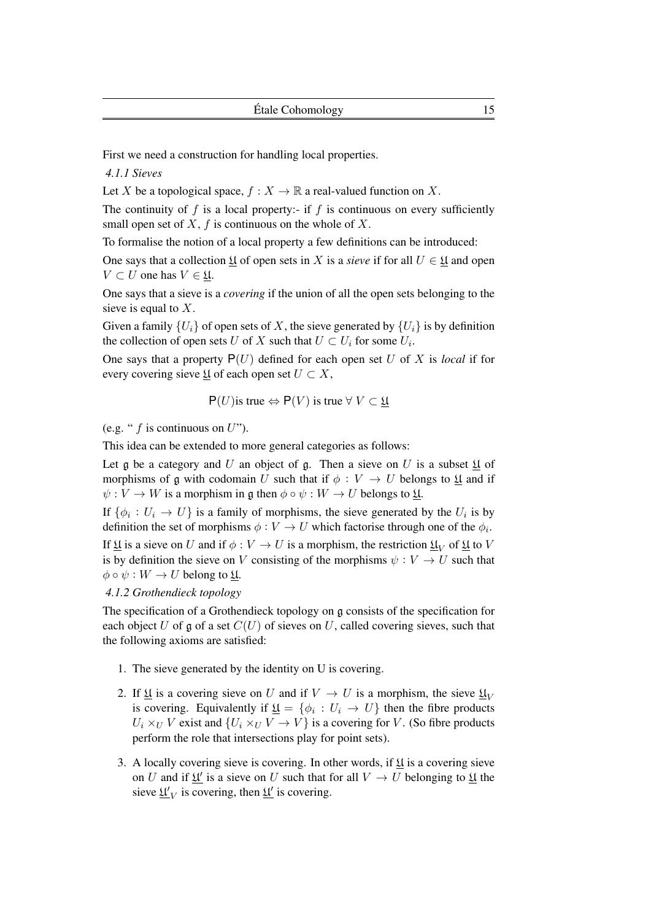First we need a construction for handling local properties.

### *4.1.1 Sieves*

Let $X$ be a topological space, $f : X \to \mathbb{R}$ a real-valued function on $X$.

The continuity of $f$ is a local property:- if $f$ is continuous on every sufficiently small open set of $X$, $f$ is continuous on the whole of $X$.

To formalise the notion of a local property a few definitions can be introduced:

One says that a collection $\underline{\mathfrak{U}}$ of open sets in $X$ is a *sieve* if for all $U \in \underline{\mathfrak{U}}$ and open $V \subset U$ one has $V \in \underline{\mathfrak{U}}$.

One says that a sieve is a *covering* if the union of all the open sets belonging to the sieve is equal to $X$.

Given a family $\{U_i\}$ of open sets of $X$, the sieve generated by $\{U_i\}$ is by definition the collection of open sets $U$ of $X$ such that $U \subset U_i$ for some $U_i$.

One says that a property $\mathsf{P}(U)$ defined for each open set $U$ of $X$ is *local* if for every covering sieve $\underline{\mathfrak{U}}$ of each open set $U \subset X$,

$$\mathsf{P}(U) \text{is true} \Leftrightarrow \mathsf{P}(V) \text{ is true } \forall\ V \subset \underline{\mathfrak{U}}$$

(e.g. " $f$ is continuous on $U$").

This idea can be extended to more general categories as follows:

Let $\mathfrak{g}$ be a category and $U$ an object of $\mathfrak{g}$. Then a sieve on $U$ is a subset $\underline{\mathfrak{U}}$ of morphisms of $\mathfrak{g}$ with codomain $U$ such that if $\phi : V \to U$ belongs to $\underline{\mathfrak{U}}$ and if $\psi : V \to W$ is a morphism in $\mathfrak{g}$ then $\phi \circ \psi : W \to U$ belongs to $\underline{\mathfrak{U}}$.

If $\{\phi_i : U_i \to U\}$ is a family of morphisms, the sieve generated by the $U_i$ is by definition the set of morphisms $\phi : V \to U$ which factorise through one of the $\phi_i$.

If $\underline{\mathfrak{U}}$ is a sieve on $U$ and if $\phi : V \to U$ is a morphism, the restriction $\underline{\mathfrak{U}}_V$ of $\underline{\mathfrak{U}}$ to $V$ is by definition the sieve on $V$ consisting of the morphisms $\psi : V \to U$ such that $\phi \circ \psi : W \to U$ belong to $\underline{\mathfrak{U}}$.

### *4.1.2 Grothendieck topology*

The specification of a Grothendieck topology on $\mathfrak{g}$ consists of the specification for each object $U$ of $\mathfrak{g}$ of a set $C(U)$ of sieves on $U$, called covering sieves, such that the following axioms are satisfied:

1. The sieve generated by the identity on U is covering.
2. If $\underline{\mathfrak{U}}$ is a covering sieve on $U$ and if $V \to U$ is a morphism, the sieve $\underline{\mathfrak{U}}_V$ is covering. Equivalently if $\underline{\mathfrak{U}} = \{\phi_i : U_i \to U\}$ then the fibre products $U_i \times_U V$ exist and $\{U_i \times_U V \to V\}$ is a covering for $V$. (So fibre products perform the role that intersections play for point sets).
3. A locally covering sieve is covering. In other words, if $\underline{\mathfrak{U}}$ is a covering sieve on $U$ and if $\underline{\mathfrak{U}}'$ is a sieve on $U$ such that for all $V \to U$ belonging to $\underline{\mathfrak{U}}$ the sieve $\underline{\mathfrak{U}}'_V$ is covering, then $\underline{\mathfrak{U}}'$ is covering.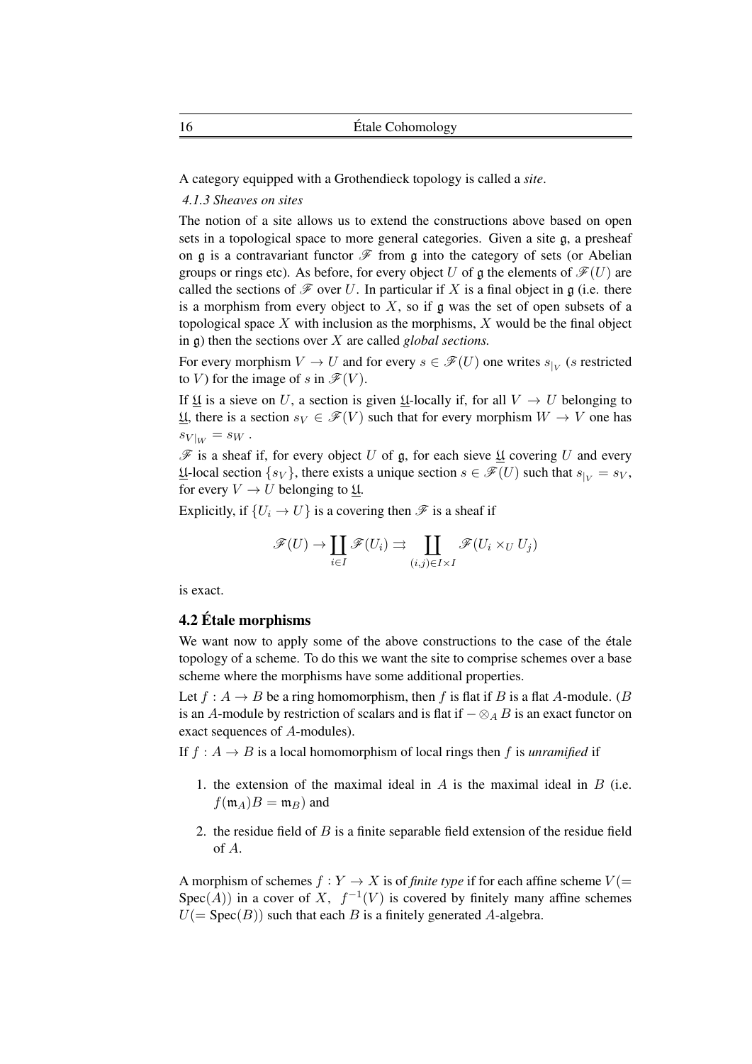A category equipped with a Grothendieck topology is called a *site*.

*4.1.3 Sheaves on sites*

The notion of a site allows us to extend the constructions above based on open sets in a topological space to more general categories. Given a site $\mathfrak{g}$, a presheaf on $\mathfrak{g}$ is a contravariant functor $\mathscr{F}$ from $\mathfrak{g}$ into the category of sets (or Abelian groups or rings etc). As before, for every object $U$ of $\mathfrak{g}$ the elements of $\mathscr{F}(U)$ are called the sections of $\mathscr{F}$ over $U$. In particular if $X$ is a final object in $\mathfrak{g}$ (i.e. there is a morphism from every object to $X$, so if $\mathfrak{g}$ was the set of open subsets of a topological space $X$ with inclusion as the morphisms, $X$ would be the final object in $\mathfrak{g}$) then the sections over $X$ are called *global sections*.

For every morphism $V \to U$ and for every $s \in \mathscr{F}(U)$ one writes $s_{|V}$ ($s$ restricted to $V$) for the image of $s$ in $\mathscr{F}(V)$.

If $\underline{\mathfrak{U}}$ is a sieve on $U$, a section is given $\underline{\mathfrak{U}}$-locally if, for all $V \to U$ belonging to $\underline{\mathfrak{U}}$, there is a section $s_V \in \mathscr{F}(V)$ such that for every morphism $W \to V$ one has $s_{V|W} = s_W$ .

$\mathscr{F}$ is a sheaf if, for every object $U$ of $\mathfrak{g}$, for each sieve $\underline{\mathfrak{U}}$ covering $U$ and every $\underline{\mathfrak{U}}$-local section $\{s_V\}$, there exists a unique section $s \in \mathscr{F}(U)$ such that $s_{|V} = s_V$, for every $V \to U$ belonging to $\underline{\mathfrak{U}}$.

Explicitly, if $\{U_i \to U\}$ is a covering then $\mathscr{F}$ is a sheaf if

$$\mathscr{F}(U) \to \coprod_{i \in I} \mathscr{F}(U_i) \rightrightarrows \coprod_{(i,j) \in I \times I} \mathscr{F}(U_i \times_U U_j)$$

is exact.

## 4.2 Étale morphisms

We want now to apply some of the above constructions to the case of the étale topology of a scheme. To do this we want the site to comprise schemes over a base scheme where the morphisms have some additional properties.

Let $f : A \to B$ be a ring homomorphism, then $f$ is flat if $B$ is a flat $A$-module. ($B$ is an $A$-module by restriction of scalars and is flat if $- \otimes_A B$ is an exact functor on exact sequences of $A$-modules).

If $f : A \to B$ is a local homomorphism of local rings then $f$ is *unramified* if

1. the extension of the maximal ideal in $A$ is the maximal ideal in $B$ (i.e. $f(\mathfrak{m}_A)B = \mathfrak{m}_B$) and
2. the residue field of $B$ is a finite separable field extension of the residue field of $A$.

A morphism of schemes $f : Y \to X$ is of *finite type* if for each affine scheme $V(= \text{Spec}(A))$ in a cover of $X$, $f^{-1}(V)$ is covered by finitely many affine schemes $U(= \text{Spec}(B))$ such that each $B$ is a finitely generated $A$-algebra.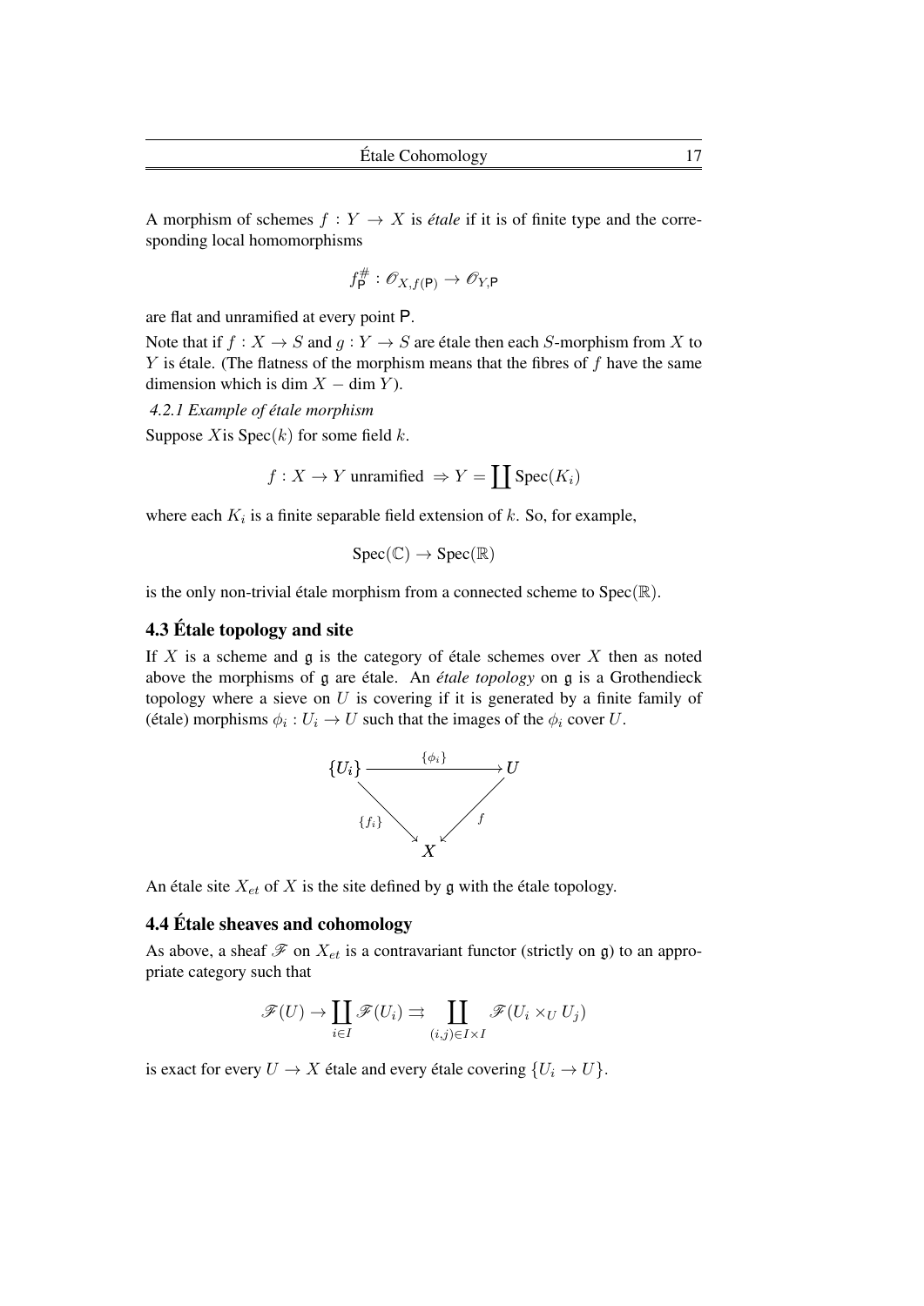A morphism of schemes $f : Y \to X$ is *étale* if it is of finite type and the corresponding local homomorphisms

$$f^{\#}_{\mathsf{P}} : \mathscr{O}_{X,f(\mathsf{P})} \to \mathscr{O}_{Y,\mathsf{P}}$$

are flat and unramified at every point $\mathsf{P}$.

Note that if $f : X \to S$ and $g : Y \to S$ are étale then each $S$-morphism from $X$ to $Y$ is étale. (The flatness of the morphism means that the fibres of $f$ have the same dimension which is dim $X -$ dim $Y$).

*4.2.1 Example of étale morphism*

Suppose $X$is Spec$(k)$ for some field $k$.

$$f : X \to Y \text{ unramified } \Rightarrow Y = \coprod \text{Spec}(K_i)$$

where each $K_i$ is a finite separable field extension of $k$. So, for example,

$$\text{Spec}(\mathbb{C}) \to \text{Spec}(\mathbb{R})$$

is the only non-trivial étale morphism from a connected scheme to Spec$(\mathbb{R})$.

## 4.3 Étale topology and site

If $X$ is a scheme and $\mathfrak{g}$ is the category of étale schemes over $X$ then as noted above the morphisms of $\mathfrak{g}$ are étale. An *étale topology* on $\mathfrak{g}$ is a Grothendieck topology where a sieve on $U$ is covering if it is generated by a finite family of (étale) morphisms $\phi_i : U_i \to U$ such that the images of the $\phi_i$ cover $U$.

$$\begin{array}{ccc} \{U_i\} & \xrightarrow{\{\phi_i\}} & U \\ & {\scriptstyle \{f_i\}} \searrow \quad \swarrow {\scriptstyle f} & \\ & X & \end{array}$$

An étale site $X_{et}$ of $X$ is the site defined by $\mathfrak{g}$ with the étale topology.

## 4.4 Étale sheaves and cohomology

As above, a sheaf $\mathscr{F}$ on $X_{et}$ is a contravariant functor (strictly on $\mathfrak{g}$) to an appropriate category such that

$$\mathscr{F}(U) \to \coprod_{i \in I} \mathscr{F}(U_i) \rightrightarrows \coprod_{(i,j) \in I \times I} \mathscr{F}(U_i \times_U U_j)$$

is exact for every $U \to X$ étale and every étale covering $\{U_i \to U\}$.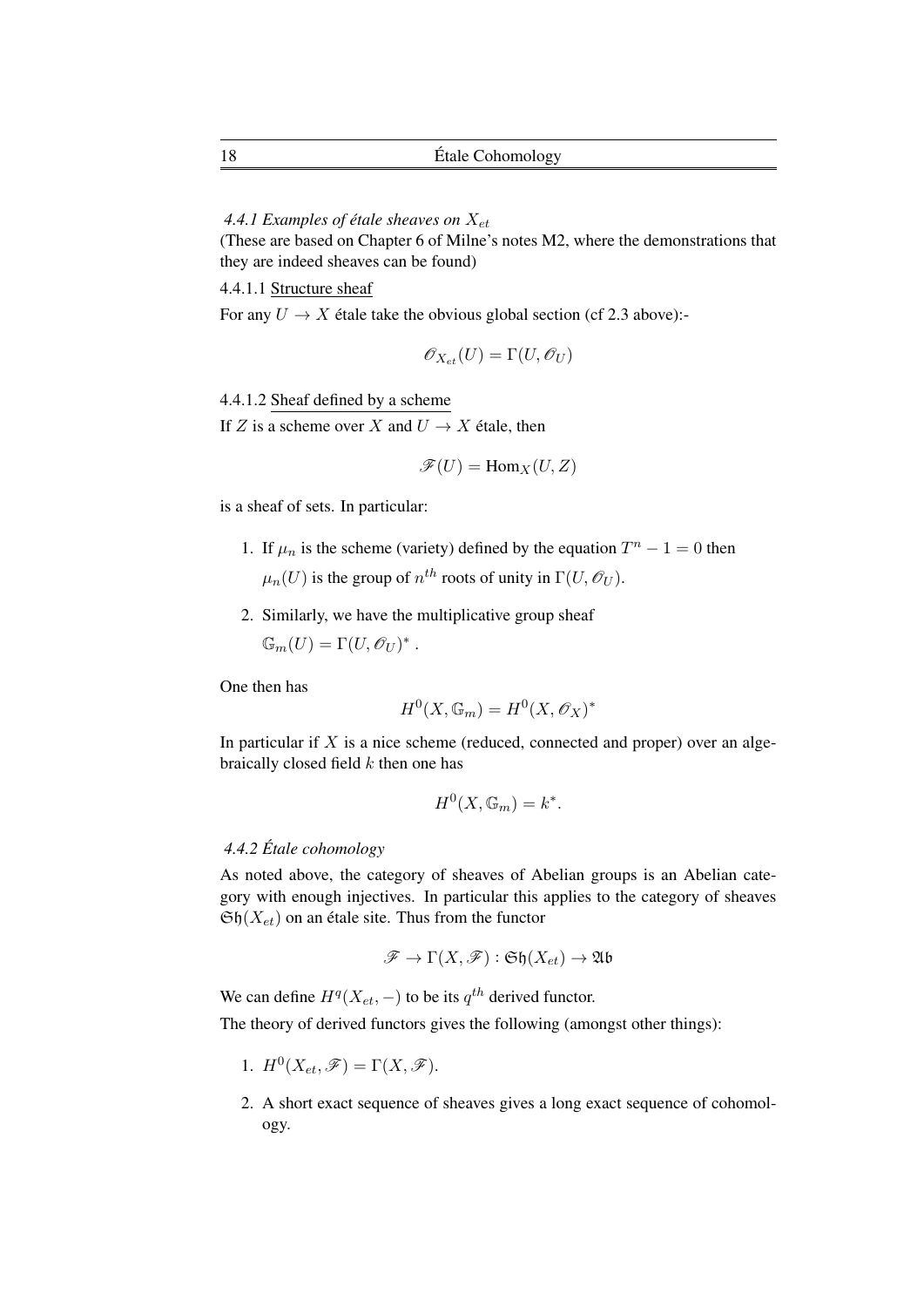*4.4.1 Examples of étale sheaves on $X_{et}$*

(These are based on Chapter 6 of Milne's notes M2, where the demonstrations that they are indeed sheaves can be found)

4.4.1.1 Structure sheaf

For any $U \to X$ étale take the obvious global section (cf 2.3 above):-

$$\mathscr{O}_{X_{et}}(U) = \Gamma(U, \mathscr{O}_U)$$

4.4.1.2 Sheaf defined by a scheme

If $Z$ is a scheme over $X$ and $U \to X$ étale, then

$$\mathscr{F}(U) = \mathrm{Hom}_X(U, Z)$$

is a sheaf of sets. In particular:

1. If $\mu_n$ is the scheme (variety) defined by the equation $T^n - 1 = 0$ then $\mu_n(U)$ is the group of $n^{th}$ roots of unity in $\Gamma(U, \mathscr{O}_U)$.
2. Similarly, we have the multiplicative group sheaf $\mathbb{G}_m(U) = \Gamma(U, \mathscr{O}_U)^*$ .

One then has

$$H^0(X, \mathbb{G}_m) = H^0(X, \mathscr{O}_X)^*$$

In particular if $X$ is a nice scheme (reduced, connected and proper) over an algebraically closed field $k$ then one has

$$H^0(X, \mathbb{G}_m) = k^*.$$

*4.4.2 Étale cohomology*

As noted above, the category of sheaves of Abelian groups is an Abelian category with enough injectives. In particular this applies to the category of sheaves $\mathfrak{Sh}(X_{et})$ on an étale site. Thus from the functor

$$\mathscr{F} \to \Gamma(X, \mathscr{F}) : \mathfrak{Sh}(X_{et}) \to \mathfrak{Ab}$$

We can define $H^q(X_{et}, -)$ to be its $q^{th}$ derived functor.

The theory of derived functors gives the following (amongst other things):

1. $H^0(X_{et}, \mathscr{F}) = \Gamma(X, \mathscr{F})$.
2. A short exact sequence of sheaves gives a long exact sequence of cohomology.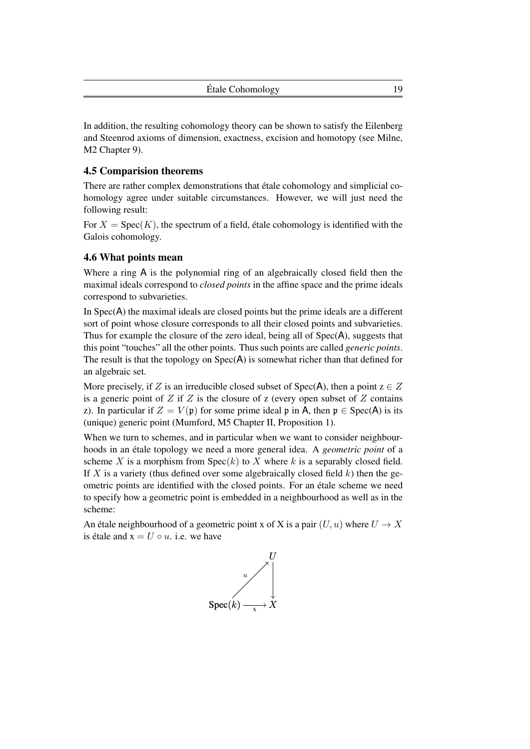In addition, the resulting cohomology theory can be shown to satisfy the Eilenberg and Steenrod axioms of dimension, exactness, excision and homotopy (see Milne, M2 Chapter 9).

### 4.5 Comparision theorems

There are rather complex demonstrations that étale cohomology and simplicial cohomology agree under suitable circumstances. However, we will just need the following result:

For $X = \text{Spec}(K)$, the spectrum of a field, étale cohomology is identified with the Galois cohomology.

### 4.6 What points mean

Where a ring $\mathsf{A}$ is the polynomial ring of an algebraically closed field then the maximal ideals correspond to *closed points* in the affine space and the prime ideals correspond to subvarieties.

In Spec($\mathsf{A}$) the maximal ideals are closed points but the prime ideals are a different sort of point whose closure corresponds to all their closed points and subvarieties. Thus for example the closure of the zero ideal, being all of Spec($\mathsf{A}$), suggests that this point "touches" all the other points. Thus such points are called *generic points*. The result is that the topology on Spec($\mathsf{A}$) is somewhat richer than that defined for an algebraic set.

More precisely, if $Z$ is an irreducible closed subset of Spec($\mathsf{A}$), then a point $\mathrm{z} \in Z$ is a generic point of $Z$ if $Z$ is the closure of z (every open subset of $Z$ contains z). In particular if $Z = V(\mathfrak{p})$ for some prime ideal $\mathfrak{p}$ in $\mathsf{A}$, then $\mathfrak{p} \in$ Spec($\mathsf{A}$) is its (unique) generic point (Mumford, M5 Chapter II, Proposition 1).

When we turn to schemes, and in particular when we want to consider neighbourhoods in an étale topology we need a more general idea. A *geometric point* of a scheme $X$ is a morphism from $\text{Spec}(k)$ to $X$ where $k$ is a separably closed field. If $X$ is a variety (thus defined over some algebraically closed field $k$) then the geometric points are identified with the closed points. For an étale scheme we need to specify how a geometric point is embedded in a neighbourhood as well as in the scheme:

An étale neighbourhood of a geometric point x of X is a pair $(U, u)$ where $U \to X$ is étale and $\mathrm{x} = U \circ u$. i.e. we have

$$\begin{array}{ccc} & & U \\ & \overset{u}{\nearrow} & \downarrow \\ \text{Spec}(k) & \xrightarrow[\mathrm{x}]{} & X \end{array}$$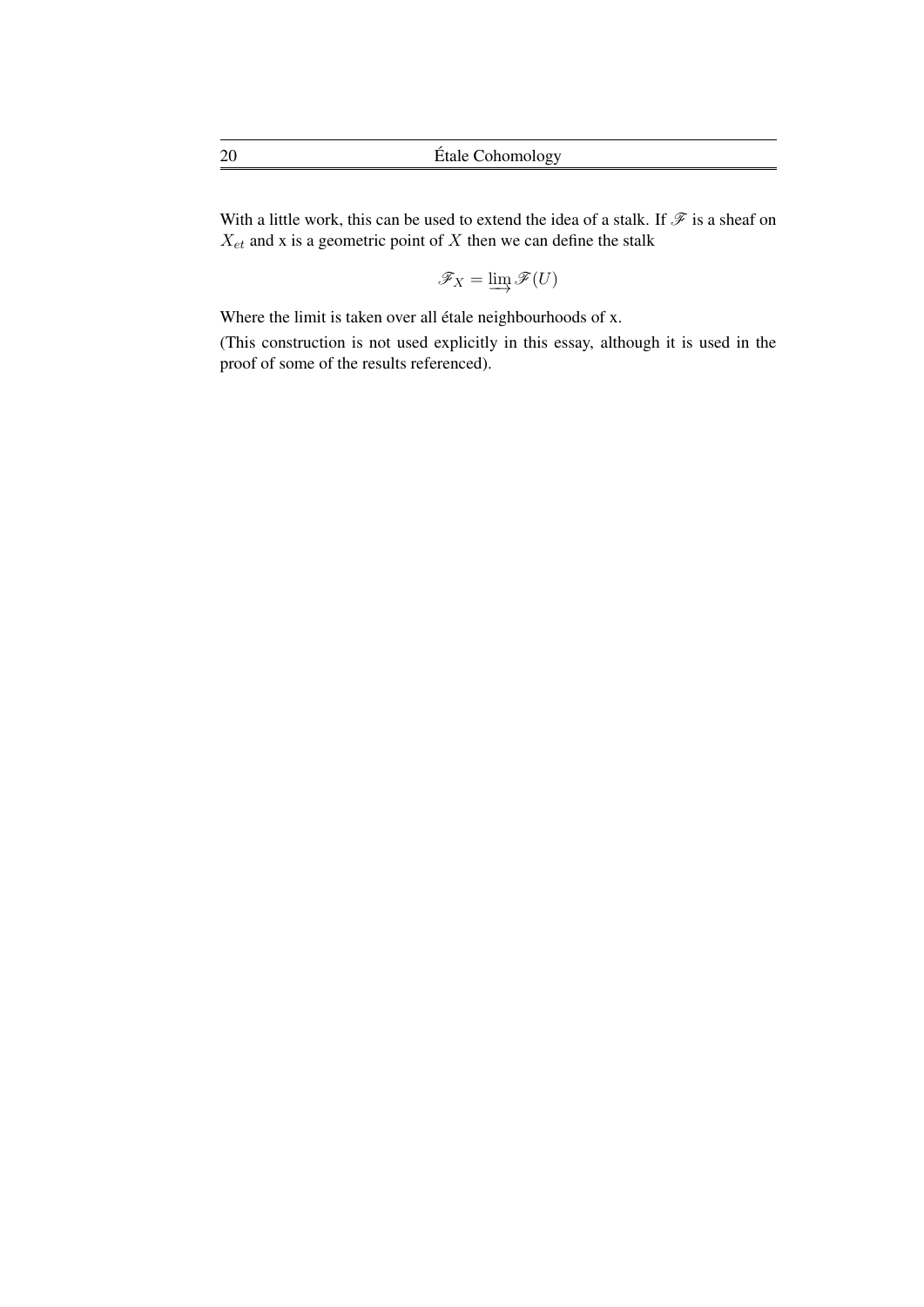With a little work, this can be used to extend the idea of a stalk. If $\mathscr{F}$ is a sheaf on $X_{et}$ and x is a geometric point of $X$ then we can define the stalk

$$\mathscr{F}_X = \varinjlim \mathscr{F}(U)$$

Where the limit is taken over all étale neighbourhoods of x.

(This construction is not used explicitly in this essay, although it is used in the proof of some of the results referenced).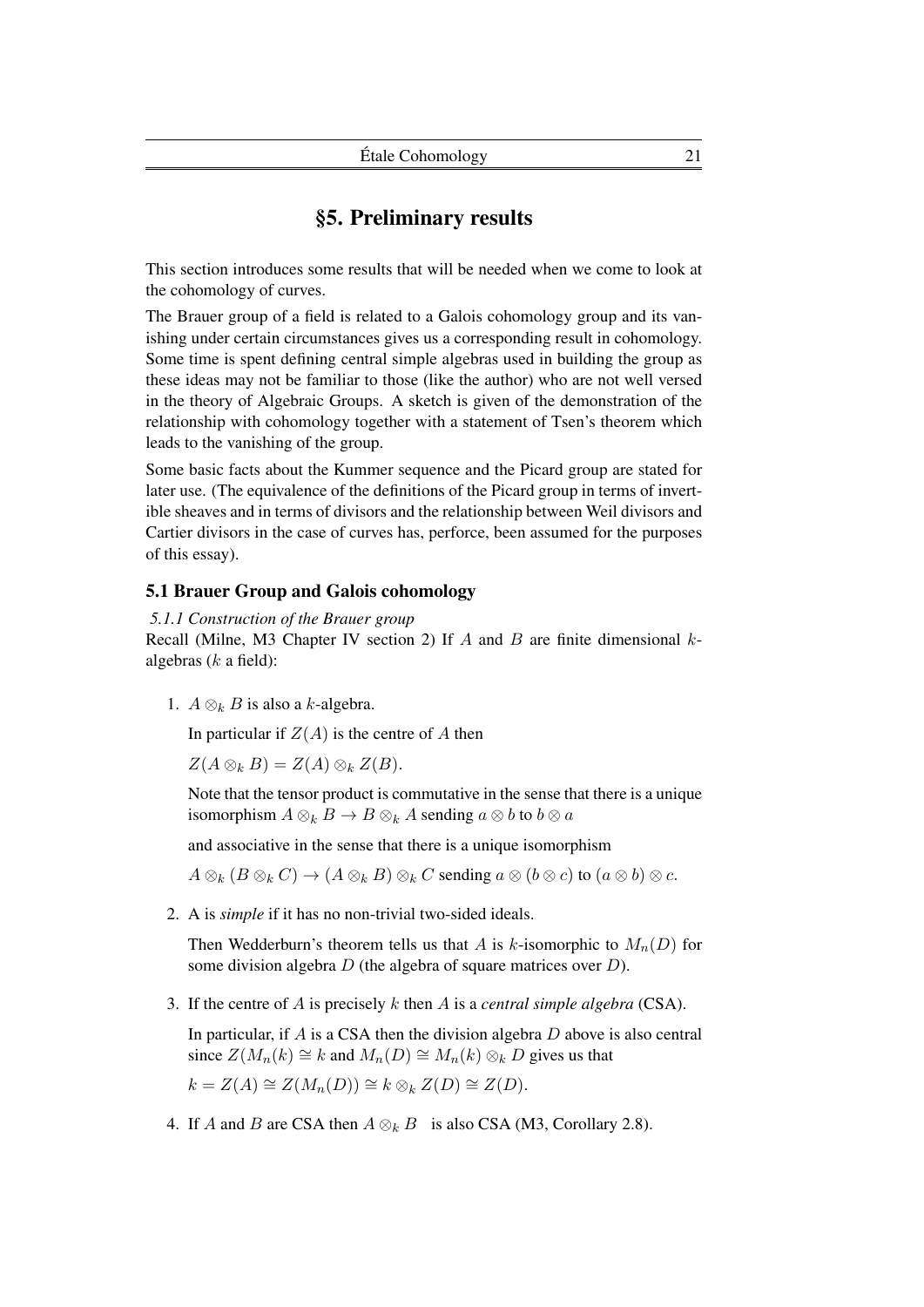# §5. Preliminary results

This section introduces some results that will be needed when we come to look at the cohomology of curves.

The Brauer group of a field is related to a Galois cohomology group and its vanishing under certain circumstances gives us a corresponding result in cohomology. Some time is spent defining central simple algebras used in building the group as these ideas may not be familiar to those (like the author) who are not well versed in the theory of Algebraic Groups. A sketch is given of the demonstration of the relationship with cohomology together with a statement of Tsen's theorem which leads to the vanishing of the group.

Some basic facts about the Kummer sequence and the Picard group are stated for later use. (The equivalence of the definitions of the Picard group in terms of invertible sheaves and in terms of divisors and the relationship between Weil divisors and Cartier divisors in the case of curves has, perforce, been assumed for the purposes of this essay).

## 5.1 Brauer Group and Galois cohomology

*5.1.1 Construction of the Brauer group*

Recall (Milne, M3 Chapter IV section 2) If $A$ and $B$ are finite dimensional $k$-algebras ($k$ a field):

1. $A \otimes_k B$ is also a $k$-algebra.

   In particular if $Z(A)$ is the centre of $A$ then

   $Z(A \otimes_k B) = Z(A) \otimes_k Z(B)$.

   Note that the tensor product is commutative in the sense that there is a unique isomorphism $A \otimes_k B \to B \otimes_k A$ sending $a \otimes b$ to $b \otimes a$

   and associative in the sense that there is a unique isomorphism

   $A \otimes_k (B \otimes_k C) \to (A \otimes_k B) \otimes_k C$ sending $a \otimes (b \otimes c)$ to $(a \otimes b) \otimes c$.

2. A is *simple* if it has no non-trivial two-sided ideals.

   Then Wedderburn's theorem tells us that $A$ is $k$-isomorphic to $M_n(D)$ for some division algebra $D$ (the algebra of square matrices over $D$).

3. If the centre of $A$ is precisely $k$ then $A$ is a *central simple algebra* (CSA).

   In particular, if $A$ is a CSA then the division algebra $D$ above is also central since $Z(M_n(k) \cong k$ and $M_n(D) \cong M_n(k) \otimes_k D$ gives us that

   $k = Z(A) \cong Z(M_n(D)) \cong k \otimes_k Z(D) \cong Z(D)$.

4. If $A$ and $B$ are CSA then $A \otimes_k B$ is also CSA (M3, Corollary 2.8).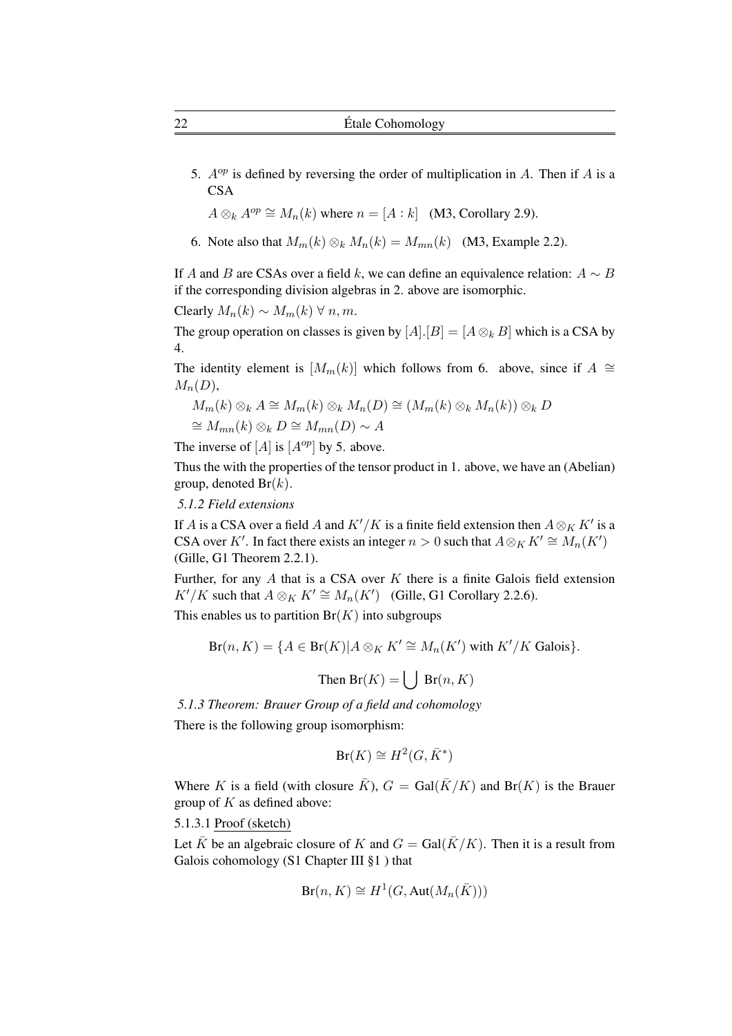5. $A^{op}$ is defined by reversing the order of multiplication in $A$. Then if $A$ is a CSA

   $A \otimes_k A^{op} \cong M_n(k)$ where $n = [A : k]$ (M3, Corollary 2.9).

6. Note also that $M_m(k) \otimes_k M_n(k) = M_{mn}(k)$ (M3, Example 2.2).

If $A$ and $B$ are CSAs over a field $k$, we can define an equivalence relation: $A \sim B$ if the corresponding division algebras in 2. above are isomorphic.

Clearly $M_n(k) \sim M_m(k) \; \forall \; n, m$.

The group operation on classes is given by $[A].[B] = [A \otimes_k B]$ which is a CSA by 4.

The identity element is $[M_m(k)]$ which follows from 6. above, since if $A \cong M_n(D)$,

$M_m(k) \otimes_k A \cong M_m(k) \otimes_k M_n(D) \cong (M_m(k) \otimes_k M_n(k)) \otimes_k D$

$\cong M_{mn}(k) \otimes_k D \cong M_{mn}(D) \sim A$

The inverse of $[A]$ is $[A^{op}]$ by 5. above.

Thus the with the properties of the tensor product in 1. above, we have an (Abelian) group, denoted $\mathrm{Br}(k)$.

*5.1.2 Field extensions*

If $A$ is a CSA over a field $A$ and $K'/K$ is a finite field extension then $A \otimes_K K'$ is a CSA over $K'$. In fact there exists an integer $n > 0$ such that $A \otimes_K K' \cong M_n(K')$ (Gille, G1 Theorem 2.2.1).

Further, for any $A$ that is a CSA over $K$ there is a finite Galois field extension $K'/K$ such that $A \otimes_K K' \cong M_n(K')$ (Gille, G1 Corollary 2.2.6).

This enables us to partition $\mathrm{Br}(K)$ into subgroups

$$\mathrm{Br}(n, K) = \{A \in \mathrm{Br}(K) | A \otimes_K K' \cong M_n(K') \text{ with } K'/K \text{ Galois}\}.$$

$$\text{Then } \mathrm{Br}(K) = \bigcup \mathrm{Br}(n, K)$$

*5.1.3 Theorem: Brauer Group of a field and cohomology*

There is the following group isomorphism:

$$\mathrm{Br}(K) \cong H^2(G, \bar{K}^*)$$

Where $K$ is a field (with closure $\bar{K}$), $G = \mathrm{Gal}(\bar{K}/K)$ and $\mathrm{Br}(K)$ is the Brauer group of $K$ as defined above:

5.1.3.1 Proof (sketch)

Let $\bar{K}$ be an algebraic closure of $K$ and $G = \mathrm{Gal}(\bar{K}/K)$. Then it is a result from Galois cohomology (S1 Chapter III §1 ) that

$$\mathrm{Br}(n, K) \cong H^1(G, \mathrm{Aut}(M_n(\bar{K})))$$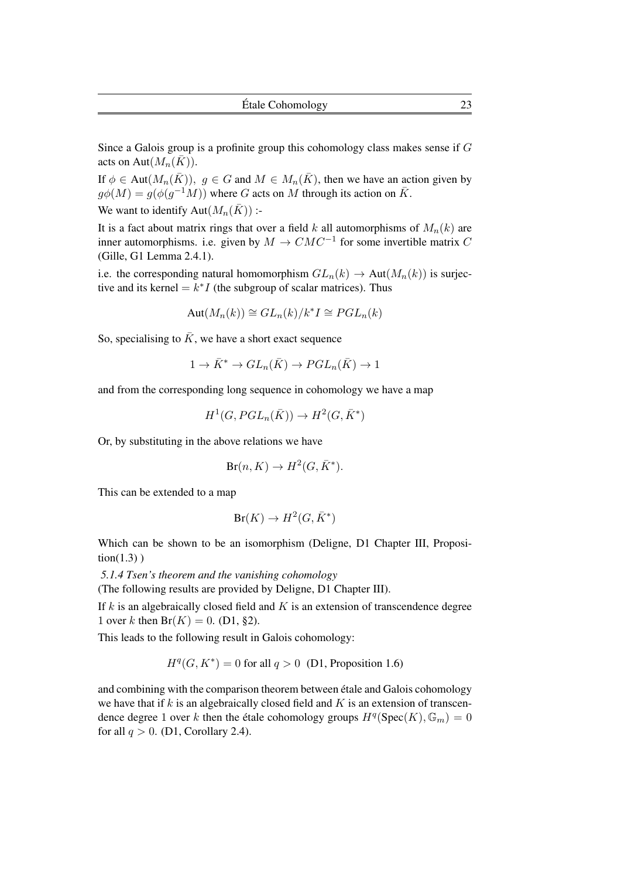Since a Galois group is a profinite group this cohomology class makes sense if $G$ acts on $\text{Aut}(M_n(\bar{K}))$.

If $\phi \in \text{Aut}(M_n(\bar{K})),\ g \in G$ and $M \in M_n(\bar{K})$, then we have an action given by $g\phi(M) = g(\phi(g^{-1}M))$ where $G$ acts on $M$ through its action on $\bar{K}$.

We want to identify $\text{Aut}(M_n(\bar{K}))$ :-

It is a fact about matrix rings that over a field $k$ all automorphisms of $M_n(k)$ are inner automorphisms. i.e. given by $M \to CMC^{-1}$ for some invertible matrix $C$ (Gille, G1 Lemma 2.4.1).

i.e. the corresponding natural homomorphism $GL_n(k) \to \text{Aut}(M_n(k))$ is surjective and its kernel $= k^*I$ (the subgroup of scalar matrices). Thus

$$\text{Aut}(M_n(k)) \cong GL_n(k)/k^*I \cong PGL_n(k)$$

So, specialising to $\bar{K}$, we have a short exact sequence

$$1 \to \bar{K}^* \to GL_n(\bar{K}) \to PGL_n(\bar{K}) \to 1$$

and from the corresponding long sequence in cohomology we have a map

$$H^1(G, PGL_n(\bar{K})) \to H^2(G, \bar{K}^*)$$

Or, by substituting in the above relations we have

$$\text{Br}(n, K) \to H^2(G, \bar{K}^*).$$

This can be extended to a map

$$\text{Br}(K) \to H^2(G, \bar{K}^*)$$

Which can be shown to be an isomorphism (Deligne, D1 Chapter III, Proposition(1.3) )

*5.1.4 Tsen's theorem and the vanishing cohomology*

(The following results are provided by Deligne, D1 Chapter III).

If $k$ is an algebraically closed field and $K$ is an extension of transcendence degree 1 over $k$ then $\text{Br}(K) = 0$. (D1, §2).

This leads to the following result in Galois cohomology:

$$H^q(G, K^*) = 0 \text{ for all } q > 0 \quad \text{(D1, Proposition 1.6)}$$

and combining with the comparison theorem between étale and Galois cohomology we have that if $k$ is an algebraically closed field and $K$ is an extension of transcendence degree 1 over $k$ then the étale cohomology groups $H^q(\text{Spec}(K), \mathbb{G}_m) = 0$ for all $q > 0$. (D1, Corollary 2.4).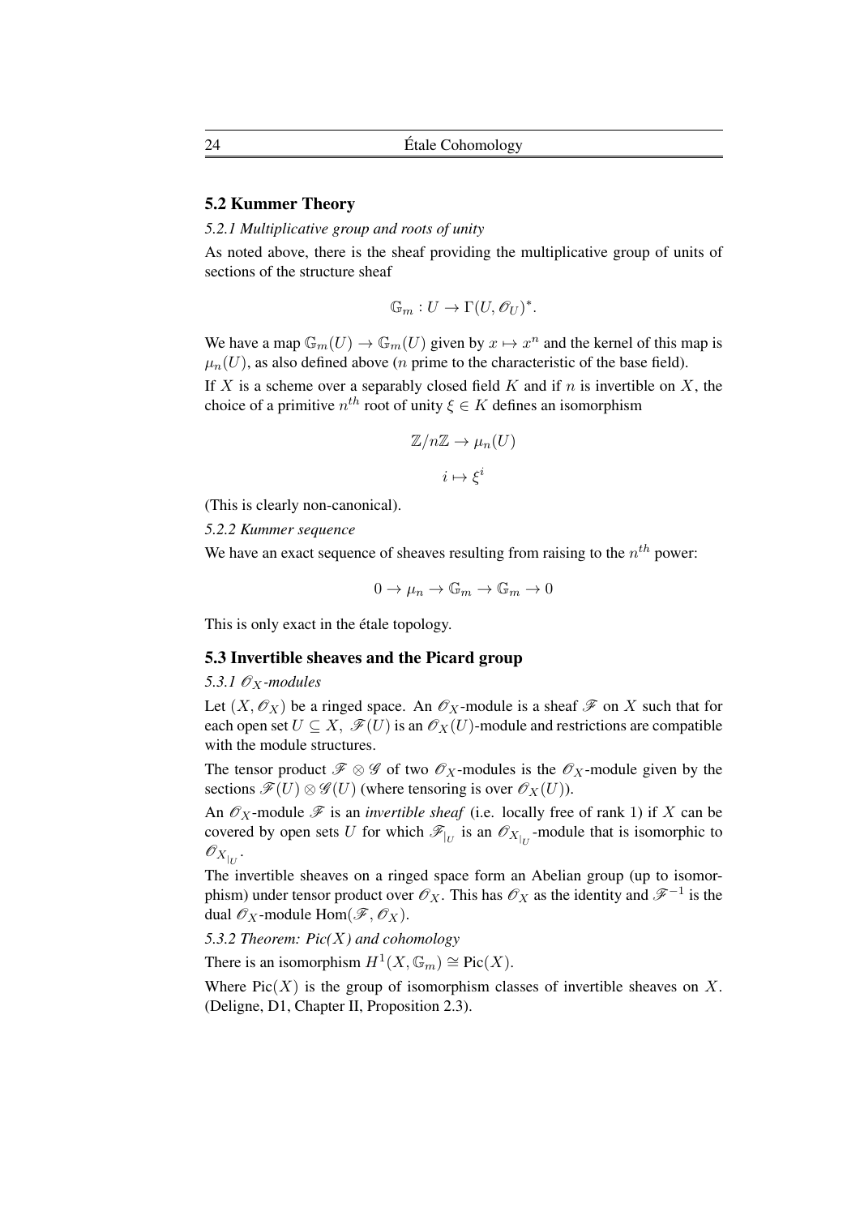## 5.2 Kummer Theory

### *5.2.1 Multiplicative group and roots of unity*

As noted above, there is the sheaf providing the multiplicative group of units of sections of the structure sheaf

$$\mathbb{G}_m : U \to \Gamma(U, \mathscr{O}_U)^*.$$

We have a map $\mathbb{G}_m(U) \to \mathbb{G}_m(U)$ given by $x \mapsto x^n$ and the kernel of this map is $\mu_n(U)$, as also defined above ($n$ prime to the characteristic of the base field).

If $X$ is a scheme over a separably closed field $K$ and if $n$ is invertible on $X$, the choice of a primitive $n^{th}$ root of unity $\xi \in K$ defines an isomorphism

$$\mathbb{Z}/n\mathbb{Z} \to \mu_n(U)$$

$$i \mapsto \xi^i$$

(This is clearly non-canonical).

### *5.2.2 Kummer sequence*

We have an exact sequence of sheaves resulting from raising to the $n^{th}$ power:

$$0 \to \mu_n \to \mathbb{G}_m \to \mathbb{G}_m \to 0$$

This is only exact in the étale topology.

## 5.3 Invertible sheaves and the Picard group

### *5.3.1 $\mathscr{O}_X$-modules*

Let $(X, \mathscr{O}_X)$ be a ringed space. An $\mathscr{O}_X$-module is a sheaf $\mathscr{F}$ on $X$ such that for each open set $U \subseteq X$, $\mathscr{F}(U)$ is an $\mathscr{O}_X(U)$-module and restrictions are compatible with the module structures.

The tensor product $\mathscr{F} \otimes \mathscr{G}$ of two $\mathscr{O}_X$-modules is the $\mathscr{O}_X$-module given by the sections $\mathscr{F}(U) \otimes \mathscr{G}(U)$ (where tensoring is over $\mathscr{O}_X(U)$).

An $\mathscr{O}_X$-module $\mathscr{F}$ is an *invertible sheaf* (i.e. locally free of rank 1) if $X$ can be covered by open sets $U$ for which $\mathscr{F}_{|_U}$ is an $\mathscr{O}_{X_{|_U}}$-module that is isomorphic to $\mathscr{O}_{X_{|_U}}$.

The invertible sheaves on a ringed space form an Abelian group (up to isomorphism) under tensor product over $\mathscr{O}_X$. This has $\mathscr{O}_X$ as the identity and $\mathscr{F}^{-1}$ is the dual $\mathscr{O}_X$-module $\mathrm{Hom}(\mathscr{F}, \mathscr{O}_X)$.

### *5.3.2 Theorem: Pic(X) and cohomology*

There is an isomorphism $H^1(X, \mathbb{G}_m) \cong \mathrm{Pic}(X)$.

Where $\mathrm{Pic}(X)$ is the group of isomorphism classes of invertible sheaves on $X$. (Deligne, D1, Chapter II, Proposition 2.3).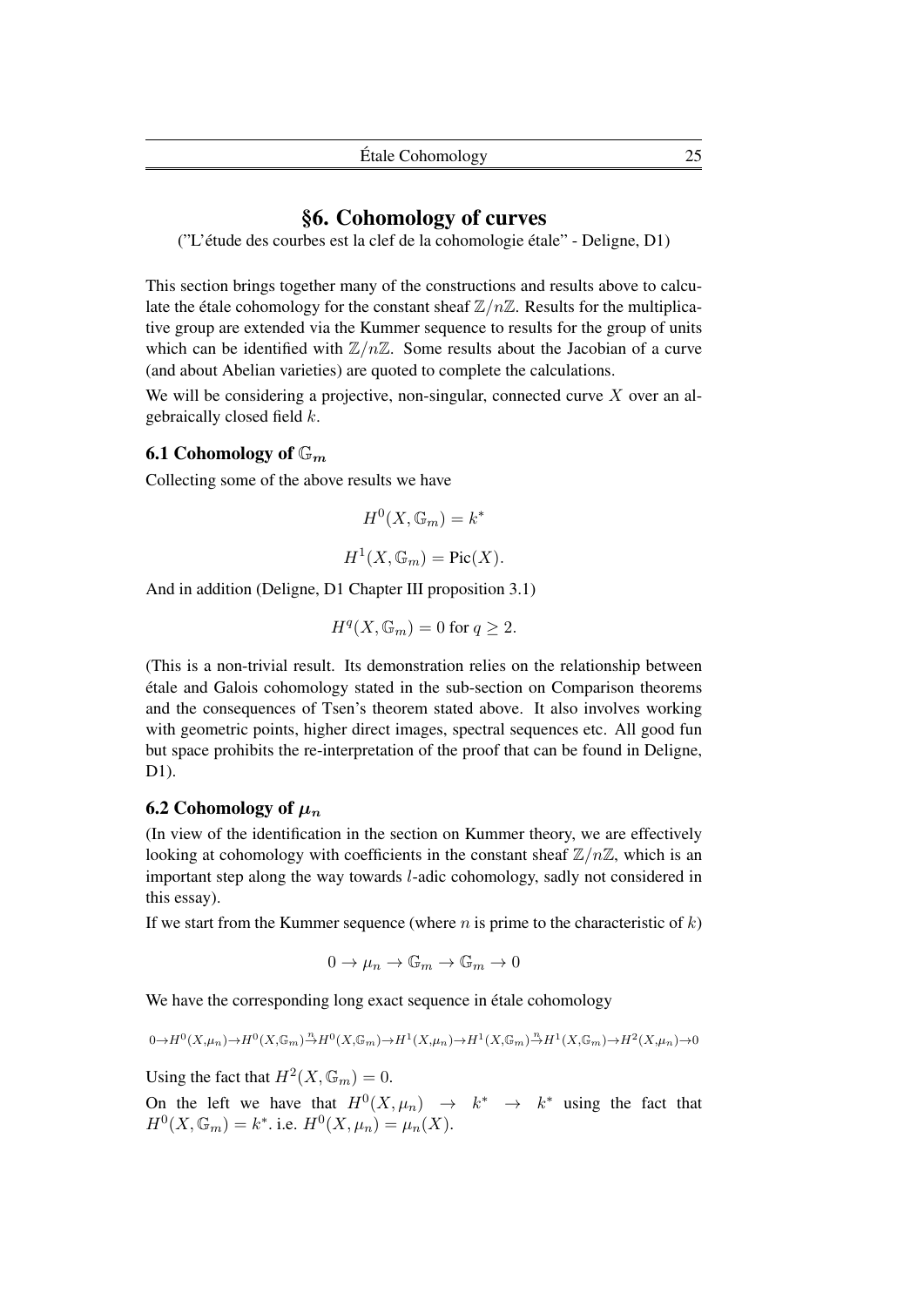## §6. Cohomology of curves

("L'étude des courbes est la clef de la cohomologie étale" - Deligne, D1)

This section brings together many of the constructions and results above to calculate the étale cohomology for the constant sheaf $\mathbb{Z}/n\mathbb{Z}$. Results for the multiplicative group are extended via the Kummer sequence to results for the group of units which can be identified with $\mathbb{Z}/n\mathbb{Z}$. Some results about the Jacobian of a curve (and about Abelian varieties) are quoted to complete the calculations.

We will be considering a projective, non-singular, connected curve $X$ over an algebraically closed field $k$.

### 6.1 Cohomology of $\mathbb{G}_m$

Collecting some of the above results we have

$$H^0(X, \mathbb{G}_m) = k^*$$

$$H^1(X, \mathbb{G}_m) = \text{Pic}(X).$$

And in addition (Deligne, D1 Chapter III proposition 3.1)

$$H^q(X, \mathbb{G}_m) = 0 \text{ for } q \geq 2.$$

(This is a non-trivial result. Its demonstration relies on the relationship between étale and Galois cohomology stated in the sub-section on Comparison theorems and the consequences of Tsen's theorem stated above. It also involves working with geometric points, higher direct images, spectral sequences etc. All good fun but space prohibits the re-interpretation of the proof that can be found in Deligne, D1).

### 6.2 Cohomology of $\mu_n$

(In view of the identification in the section on Kummer theory, we are effectively looking at cohomology with coefficients in the constant sheaf $\mathbb{Z}/n\mathbb{Z}$, which is an important step along the way towards $l$-adic cohomology, sadly not considered in this essay).

If we start from the Kummer sequence (where $n$ is prime to the characteristic of $k$)

$$0 \to \mu_n \to \mathbb{G}_m \to \mathbb{G}_m \to 0$$

We have the corresponding long exact sequence in étale cohomology

$$0 \to H^0(X,\mu_n) \to H^0(X,\mathbb{G}_m) \xrightarrow{n} H^0(X,\mathbb{G}_m) \to H^1(X,\mu_n) \to H^1(X,\mathbb{G}_m) \xrightarrow{n} H^1(X,\mathbb{G}_m) \to H^2(X,\mu_n) \to 0$$

Using the fact that $H^2(X, \mathbb{G}_m) = 0$.

On the left we have that $H^0(X, \mu_n) \to k^* \to k^*$ using the fact that $H^0(X, \mathbb{G}_m) = k^*$. i.e. $H^0(X, \mu_n) = \mu_n(X)$.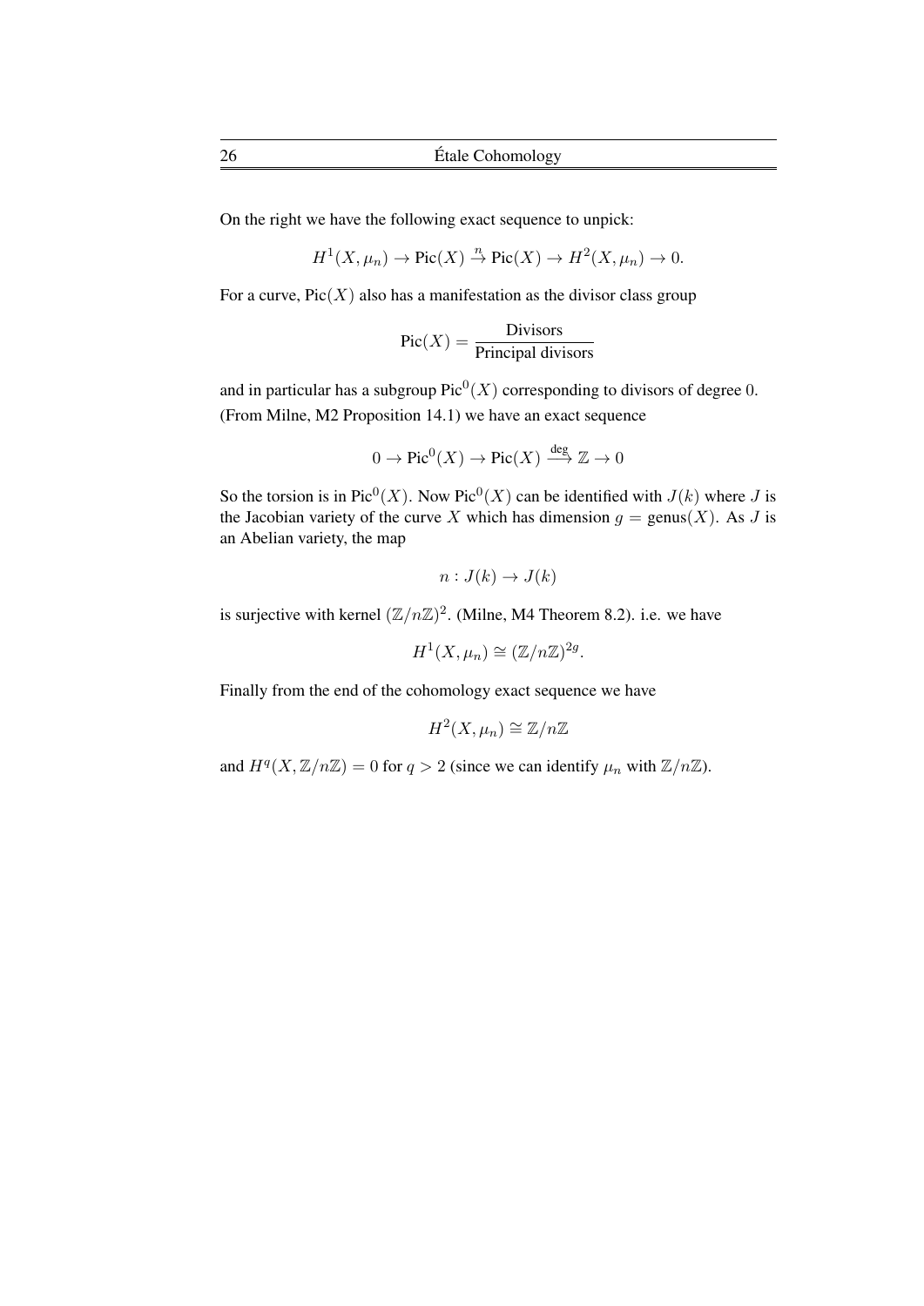On the right we have the following exact sequence to unpick:

$$H^1(X, \mu_n) \to \text{Pic}(X) \xrightarrow{n} \text{Pic}(X) \to H^2(X, \mu_n) \to 0.$$

For a curve, $\text{Pic}(X)$ also has a manifestation as the divisor class group

$$\text{Pic}(X) = \frac{\text{Divisors}}{\text{Principal divisors}}$$

and in particular has a subgroup $\text{Pic}^0(X)$ corresponding to divisors of degree $0$. (From Milne, M2 Proposition 14.1) we have an exact sequence

$$0 \to \text{Pic}^0(X) \to \text{Pic}(X) \xrightarrow{\text{deg}} \mathbb{Z} \to 0$$

So the torsion is in $\text{Pic}^0(X)$. Now $\text{Pic}^0(X)$ can be identified with $J(k)$ where $J$ is the Jacobian variety of the curve $X$ which has dimension $g = \text{genus}(X)$. As $J$ is an Abelian variety, the map

$$n : J(k) \to J(k)$$

is surjective with kernel $(\mathbb{Z}/n\mathbb{Z})^2$. (Milne, M4 Theorem 8.2). i.e. we have

$$H^1(X, \mu_n) \cong (\mathbb{Z}/n\mathbb{Z})^{2g}.$$

Finally from the end of the cohomology exact sequence we have

$$H^2(X, \mu_n) \cong \mathbb{Z}/n\mathbb{Z}$$

and $H^q(X, \mathbb{Z}/n\mathbb{Z}) = 0$ for $q > 2$ (since we can identify $\mu_n$ with $\mathbb{Z}/n\mathbb{Z}$).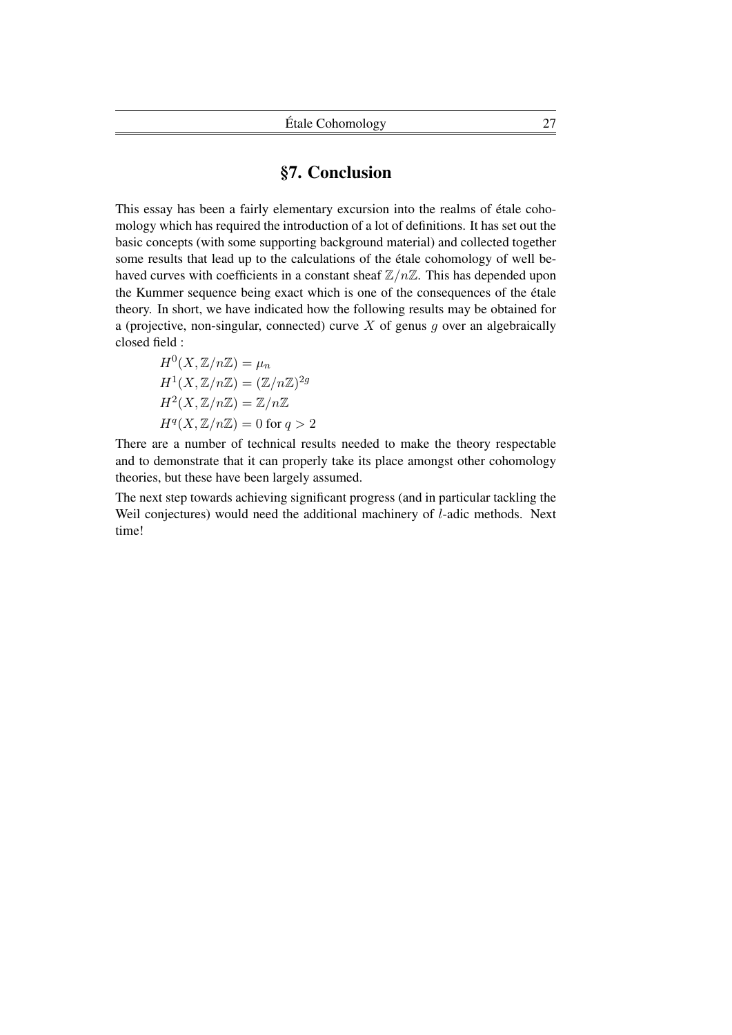## §7. Conclusion

This essay has been a fairly elementary excursion into the realms of étale cohomology which has required the introduction of a lot of definitions. It has set out the basic concepts (with some supporting background material) and collected together some results that lead up to the calculations of the étale cohomology of well behaved curves with coefficients in a constant sheaf $\mathbb{Z}/n\mathbb{Z}$. This has depended upon the Kummer sequence being exact which is one of the consequences of the étale theory. In short, we have indicated how the following results may be obtained for a (projective, non-singular, connected) curve $X$ of genus $g$ over an algebraically closed field :

$H^0(X, \mathbb{Z}/n\mathbb{Z}) = \mu_n$

$H^1(X, \mathbb{Z}/n\mathbb{Z}) = (\mathbb{Z}/n\mathbb{Z})^{2g}$

$H^2(X, \mathbb{Z}/n\mathbb{Z}) = \mathbb{Z}/n\mathbb{Z}$

$H^q(X, \mathbb{Z}/n\mathbb{Z}) = 0$ for $q > 2$

There are a number of technical results needed to make the theory respectable and to demonstrate that it can properly take its place amongst other cohomology theories, but these have been largely assumed.

The next step towards achieving significant progress (and in particular tackling the Weil conjectures) would need the additional machinery of $l$-adic methods. Next time!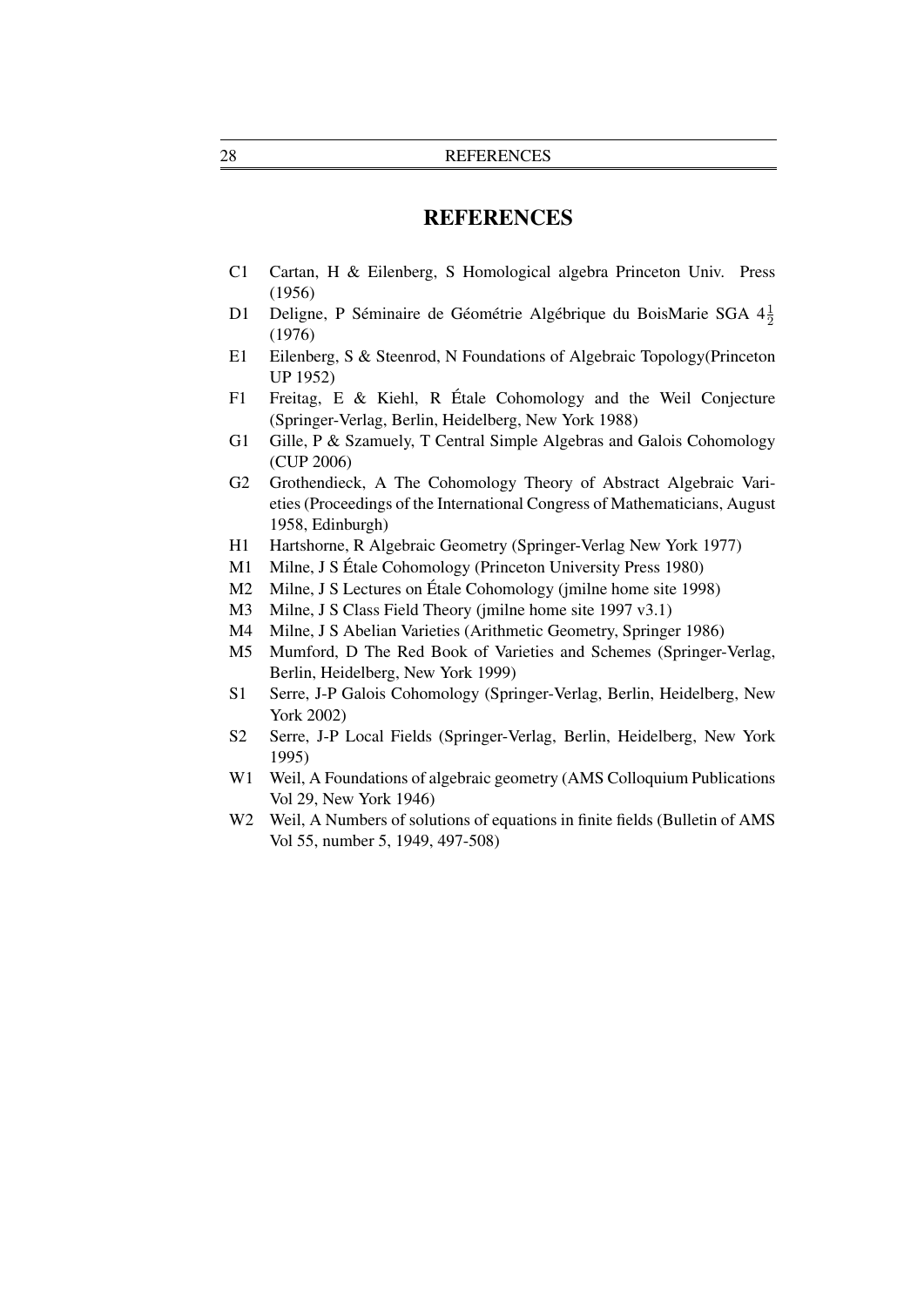# REFERENCES

C1 Cartan, H & Eilenberg, S Homological algebra Princeton Univ. Press (1956)

D1 Deligne, P Séminaire de Géométrie Algébrique du BoisMarie SGA $4\frac{1}{2}$ (1976)

E1 Eilenberg, S & Steenrod, N Foundations of Algebraic Topology(Princeton UP 1952)

F1 Freitag, E & Kiehl, R Étale Cohomology and the Weil Conjecture (Springer-Verlag, Berlin, Heidelberg, New York 1988)

G1 Gille, P & Szamuely, T Central Simple Algebras and Galois Cohomology (CUP 2006)

G2 Grothendieck, A The Cohomology Theory of Abstract Algebraic Varieties (Proceedings of the International Congress of Mathematicians, August 1958, Edinburgh)

H1 Hartshorne, R Algebraic Geometry (Springer-Verlag New York 1977)

M1 Milne, J S Étale Cohomology (Princeton University Press 1980)

M2 Milne, J S Lectures on Étale Cohomology (jmilne home site 1998)

M3 Milne, J S Class Field Theory (jmilne home site 1997 v3.1)

M4 Milne, J S Abelian Varieties (Arithmetic Geometry, Springer 1986)

M5 Mumford, D The Red Book of Varieties and Schemes (Springer-Verlag, Berlin, Heidelberg, New York 1999)

S1 Serre, J-P Galois Cohomology (Springer-Verlag, Berlin, Heidelberg, New York 2002)

S2 Serre, J-P Local Fields (Springer-Verlag, Berlin, Heidelberg, New York 1995)

W1 Weil, A Foundations of algebraic geometry (AMS Colloquium Publications Vol 29, New York 1946)

W2 Weil, A Numbers of solutions of equations in finite fields (Bulletin of AMS Vol 55, number 5, 1949, 497-508)